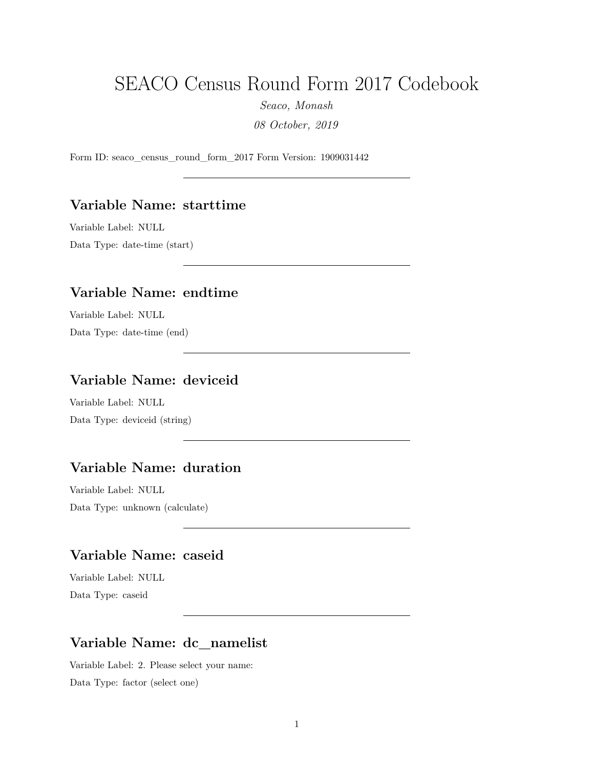# SEACO Census Round Form 2017 Codebook

*Seaco, Monash*

*08 October, 2019*

Form ID: seaco_census_round_form_2017 Form Version: 1909031442

---

## Variable Name: starttime

Variable Label: NULL

Data Type: date-time (start)

---

## Variable Name: endtime

Variable Label: NULL

Data Type: date-time (end)

---

## Variable Name: deviceid

Variable Label: NULL

Data Type: deviceid (string)

---

## Variable Name: duration

Variable Label: NULL

Data Type: unknown (calculate)

---

## Variable Name: caseid

Variable Label: NULL

Data Type: caseid

---

## Variable Name: dc_namelist

Variable Label: 2. Please select your name:

Data Type: factor (select one)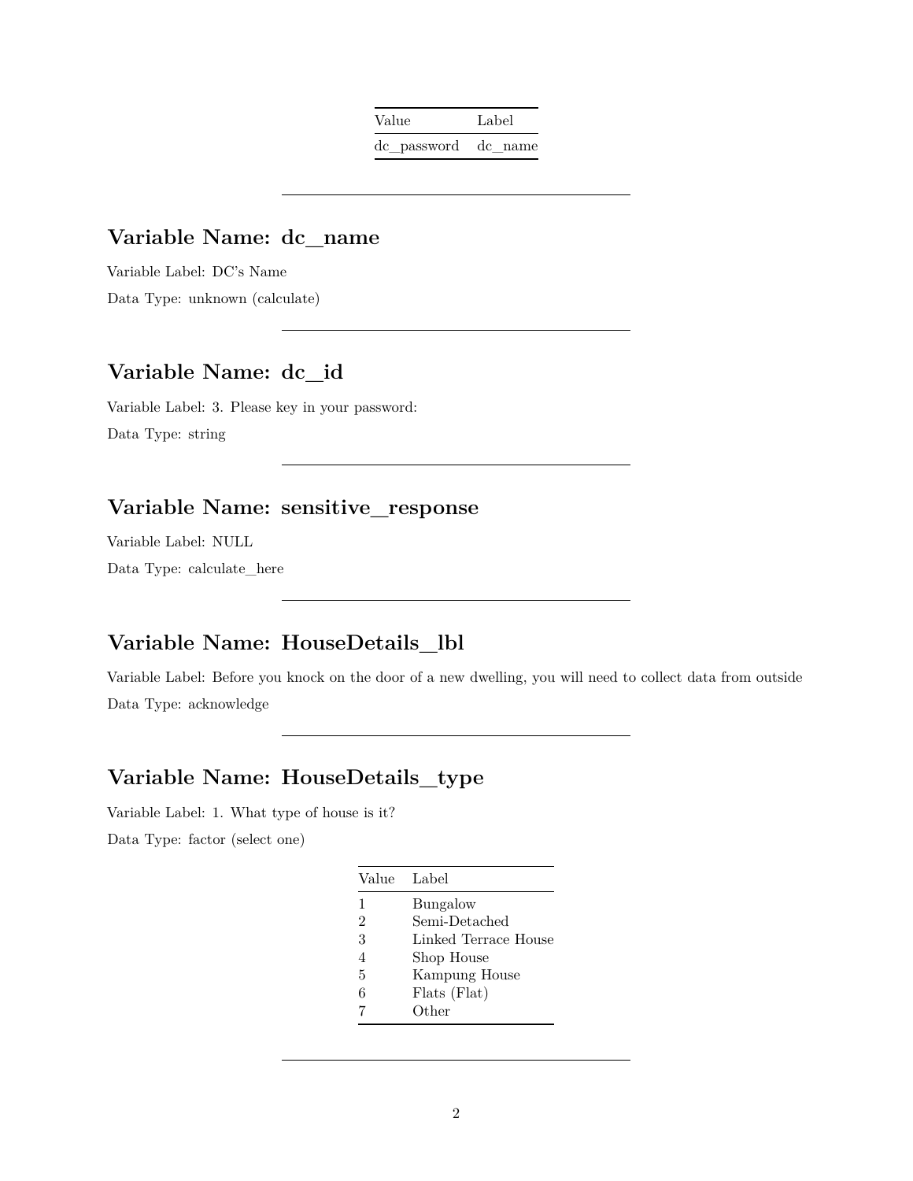| Value | Label |
|---|---|
| dc_password | dc_name |

---

## Variable Name: dc_name

Variable Label: DC's Name

Data Type: unknown (calculate)

---

## Variable Name: dc_id

Variable Label: 3. Please key in your password:

Data Type: string

---

## Variable Name: sensitive_response

Variable Label: NULL

Data Type: calculate_here

---

## Variable Name: HouseDetails_lbl

Variable Label: Before you knock on the door of a new dwelling, you will need to collect data from outside

Data Type: acknowledge

---

## Variable Name: HouseDetails_type

Variable Label: 1. What type of house is it?

Data Type: factor (select one)

| Value | Label |
|---|---|
| 1 | Bungalow |
| 2 | Semi-Detached |
| 3 | Linked Terrace House |
| 4 | Shop House |
| 5 | Kampung House |
| 6 | Flats (Flat) |
| 7 | Other |

---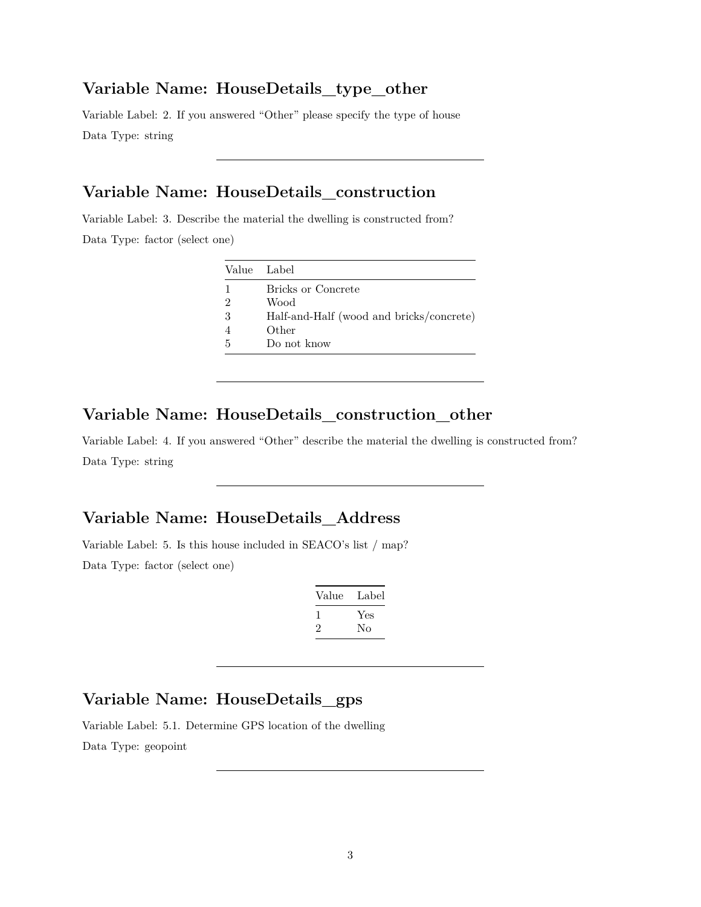## Variable Name: HouseDetails_type_other

Variable Label: 2. If you answered “Other” please specify the type of house

Data Type: string

---

## Variable Name: HouseDetails_construction

Variable Label: 3. Describe the material the dwelling is constructed from?

Data Type: factor (select one)

| Value | Label |
|---|---|
| 1 | Bricks or Concrete |
| 2 | Wood |
| 3 | Half-and-Half (wood and bricks/concrete) |
| 4 | Other |
| 5 | Do not know |

---

## Variable Name: HouseDetails_construction_other

Variable Label: 4. If you answered “Other” describe the material the dwelling is constructed from?

Data Type: string

---

## Variable Name: HouseDetails_Address

Variable Label: 5. Is this house included in SEACO’s list / map?

Data Type: factor (select one)

| Value | Label |
|---|---|
| 1 | Yes |
| 2 | No |

---

## Variable Name: HouseDetails_gps

Variable Label: 5.1. Determine GPS location of the dwelling

Data Type: geopoint

---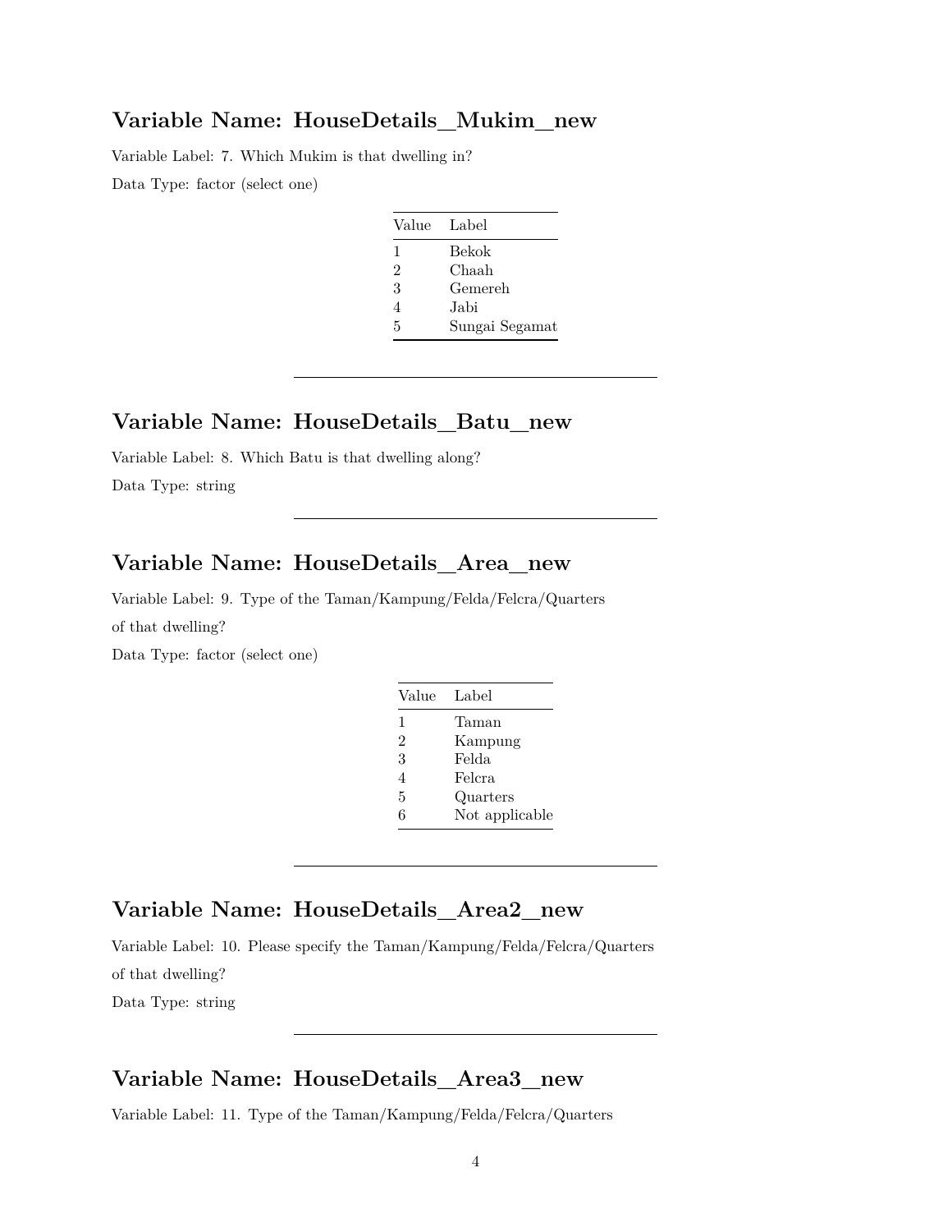## Variable Name: HouseDetails_Mukim_new

Variable Label: 7. Which Mukim is that dwelling in?

Data Type: factor (select one)

| Value | Label |
|---|---|
| 1 | Bekok |
| 2 | Chaah |
| 3 | Gemereh |
| 4 | Jabi |
| 5 | Sungai Segamat |

---

## Variable Name: HouseDetails_Batu_new

Variable Label: 8. Which Batu is that dwelling along?

Data Type: string

---

## Variable Name: HouseDetails_Area_new

Variable Label: 9. Type of the Taman/Kampung/Felda/Felcra/Quarters of that dwelling?

Data Type: factor (select one)

| Value | Label |
|---|---|
| 1 | Taman |
| 2 | Kampung |
| 3 | Felda |
| 4 | Felcra |
| 5 | Quarters |
| 6 | Not applicable |

---

## Variable Name: HouseDetails_Area2_new

Variable Label: 10. Please specify the Taman/Kampung/Felda/Felcra/Quarters of that dwelling?

Data Type: string

---

## Variable Name: HouseDetails_Area3_new

Variable Label: 11. Type of the Taman/Kampung/Felda/Felcra/Quarters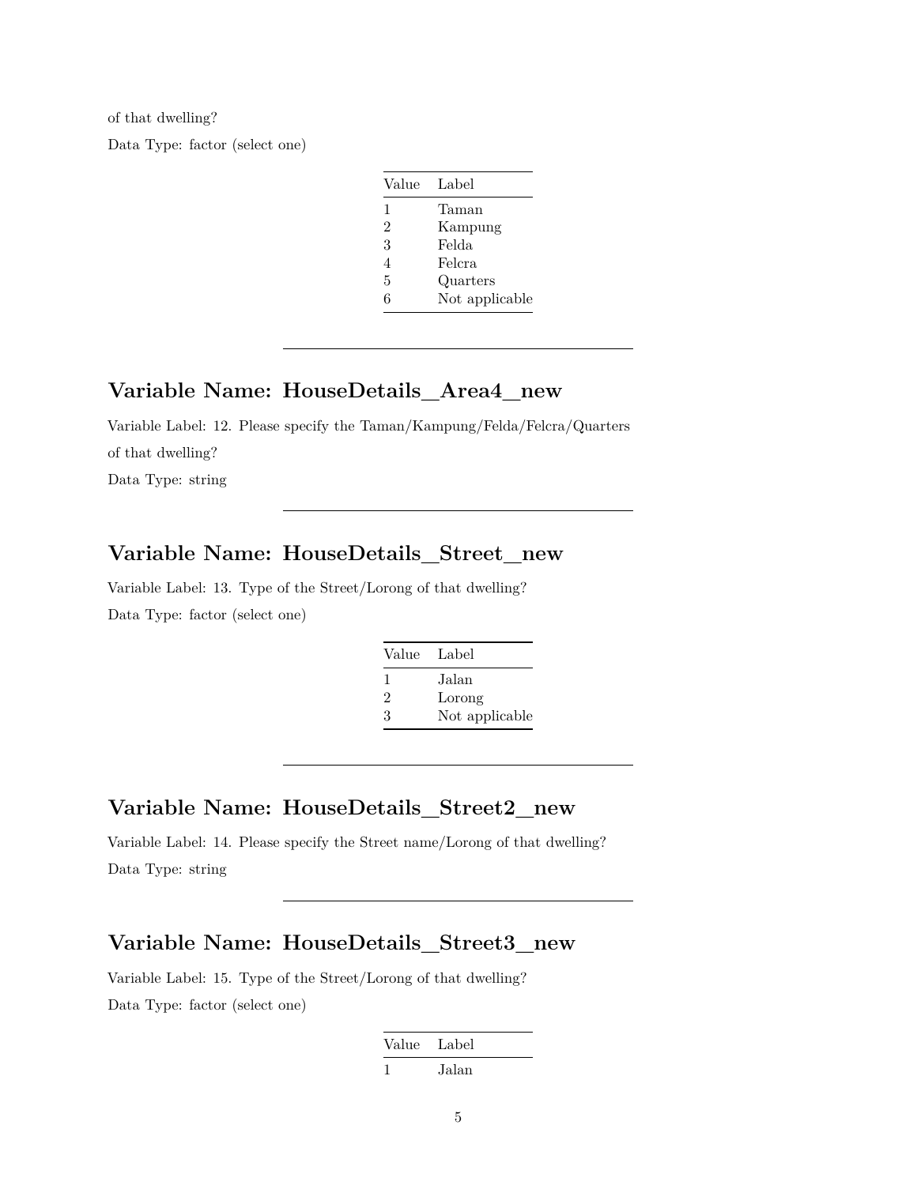of that dwelling?

Data Type: factor (select one)

| Value | Label |
|---|---|
| 1 | Taman |
| 2 | Kampung |
| 3 | Felda |
| 4 | Felcra |
| 5 | Quarters |
| 6 | Not applicable |

---

## Variable Name: HouseDetails_Area4_new

Variable Label: 12. Please specify the Taman/Kampung/Felda/Felcra/Quarters of that dwelling?

Data Type: string

---

## Variable Name: HouseDetails_Street_new

Variable Label: 13. Type of the Street/Lorong of that dwelling?

Data Type: factor (select one)

| Value | Label |
|---|---|
| 1 | Jalan |
| 2 | Lorong |
| 3 | Not applicable |

---

## Variable Name: HouseDetails_Street2_new

Variable Label: 14. Please specify the Street name/Lorong of that dwelling?

Data Type: string

---

## Variable Name: HouseDetails_Street3_new

Variable Label: 15. Type of the Street/Lorong of that dwelling?

Data Type: factor (select one)

| Value | Label |
|---|---|
| 1 | Jalan |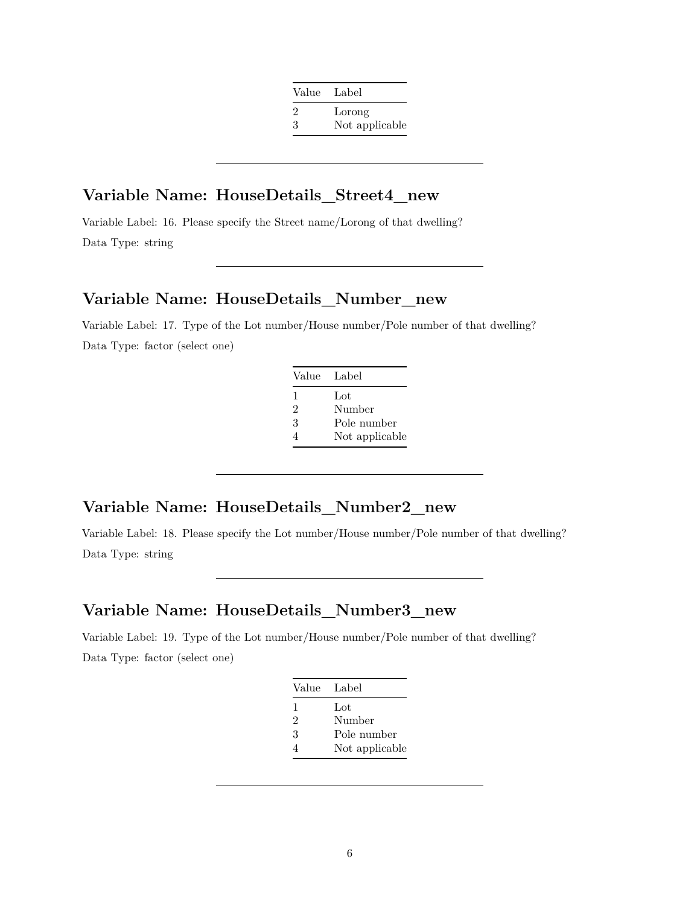| Value | Label |
|---|---|
| 2 | Lorong |
| 3 | Not applicable |

---

## Variable Name: HouseDetails_Street4_new

Variable Label: 16. Please specify the Street name/Lorong of that dwelling?

Data Type: string

---

## Variable Name: HouseDetails_Number_new

Variable Label: 17. Type of the Lot number/House number/Pole number of that dwelling?

Data Type: factor (select one)

| Value | Label |
|---|---|
| 1 | Lot |
| 2 | Number |
| 3 | Pole number |
| 4 | Not applicable |

---

## Variable Name: HouseDetails_Number2_new

Variable Label: 18. Please specify the Lot number/House number/Pole number of that dwelling?

Data Type: string

---

## Variable Name: HouseDetails_Number3_new

Variable Label: 19. Type of the Lot number/House number/Pole number of that dwelling?

Data Type: factor (select one)

| Value | Label |
|---|---|
| 1 | Lot |
| 2 | Number |
| 3 | Pole number |
| 4 | Not applicable |

---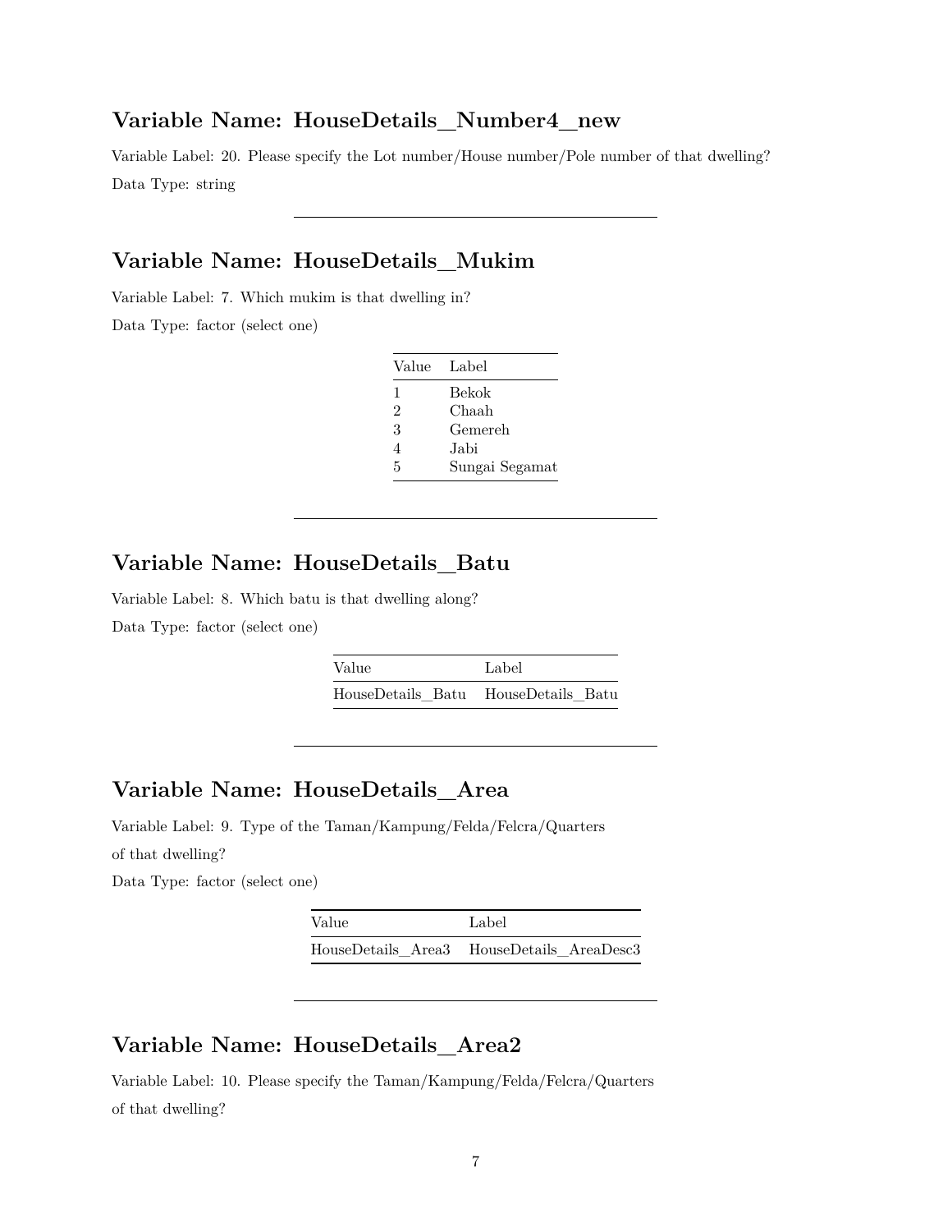## Variable Name: HouseDetails_Number4_new

Variable Label: 20. Please specify the Lot number/House number/Pole number of that dwelling?

Data Type: string

---

## Variable Name: HouseDetails_Mukim

Variable Label: 7. Which mukim is that dwelling in?

Data Type: factor (select one)

| Value | Label |
|---|---|
| 1 | Bekok |
| 2 | Chaah |
| 3 | Gemereh |
| 4 | Jabi |
| 5 | Sungai Segamat |

---

## Variable Name: HouseDetails_Batu

Variable Label: 8. Which batu is that dwelling along?

Data Type: factor (select one)

| Value | Label |
|---|---|
| HouseDetails_Batu | HouseDetails_Batu |

---

## Variable Name: HouseDetails_Area

Variable Label: 9. Type of the Taman/Kampung/Felda/Felcra/Quarters of that dwelling?

Data Type: factor (select one)

| Value | Label |
|---|---|
| HouseDetails_Area3 | HouseDetails_AreaDesc3 |

---

## Variable Name: HouseDetails_Area2

Variable Label: 10. Please specify the Taman/Kampung/Felda/Felcra/Quarters of that dwelling?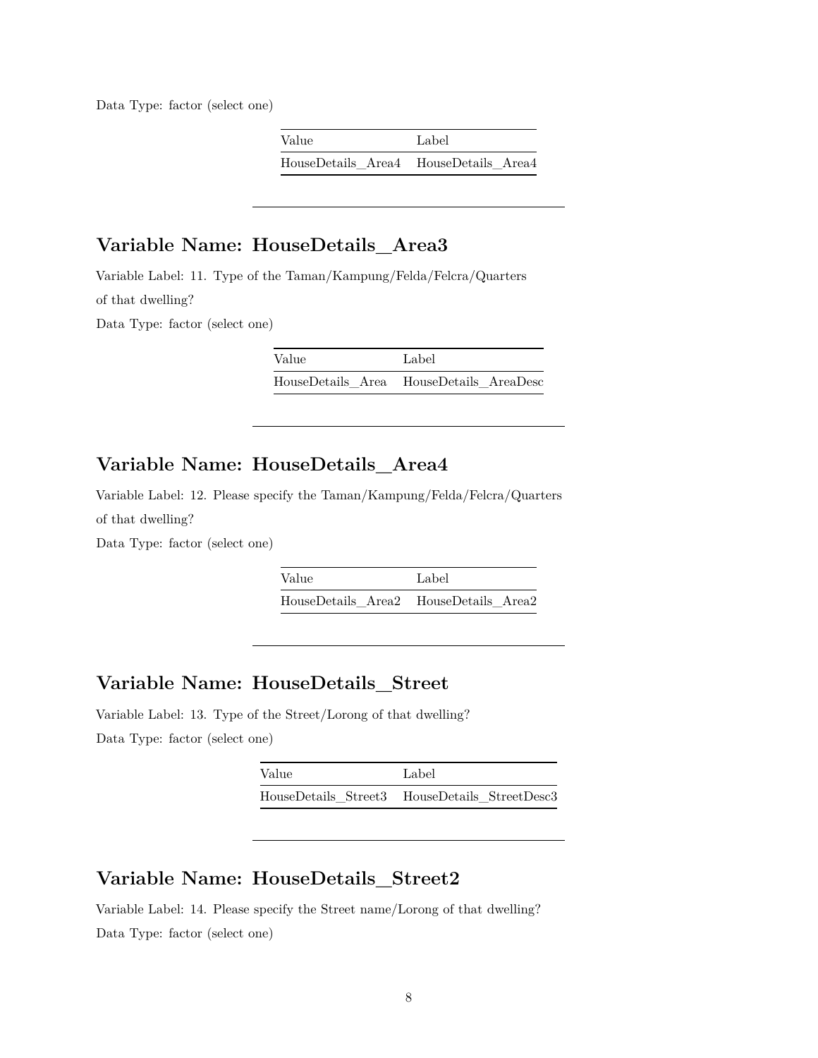Data Type: factor (select one)

| Value | Label |
|---|---|
| HouseDetails_Area4 | HouseDetails_Area4 |

---

## Variable Name: HouseDetails_Area3

Variable Label: 11. Type of the Taman/Kampung/Felda/Felcra/Quarters of that dwelling?

Data Type: factor (select one)

| Value | Label |
|---|---|
| HouseDetails_Area | HouseDetails_AreaDesc |

---

## Variable Name: HouseDetails_Area4

Variable Label: 12. Please specify the Taman/Kampung/Felda/Felcra/Quarters of that dwelling?

Data Type: factor (select one)

| Value | Label |
|---|---|
| HouseDetails_Area2 | HouseDetails_Area2 |

---

## Variable Name: HouseDetails_Street

Variable Label: 13. Type of the Street/Lorong of that dwelling?

Data Type: factor (select one)

| Value | Label |
|---|---|
| HouseDetails_Street3 | HouseDetails_StreetDesc3 |

---

## Variable Name: HouseDetails_Street2

Variable Label: 14. Please specify the Street name/Lorong of that dwelling?

Data Type: factor (select one)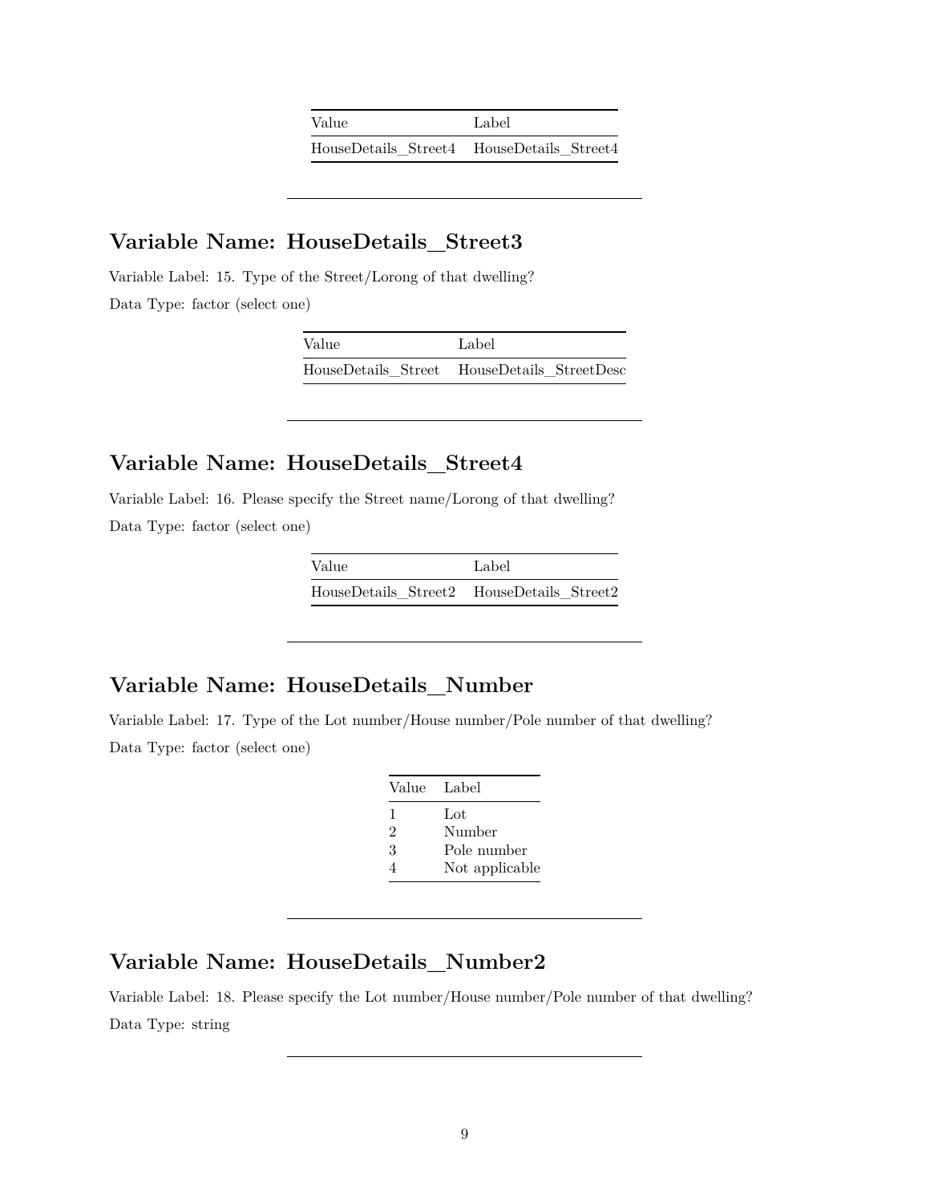| Value | Label |
|---|---|
| HouseDetails_Street4 | HouseDetails_Street4 |

---

## Variable Name: HouseDetails_Street3

Variable Label: 15. Type of the Street/Lorong of that dwelling?

Data Type: factor (select one)

| Value | Label |
|---|---|
| HouseDetails_Street | HouseDetails_StreetDesc |

---

## Variable Name: HouseDetails_Street4

Variable Label: 16. Please specify the Street name/Lorong of that dwelling?

Data Type: factor (select one)

| Value | Label |
|---|---|
| HouseDetails_Street2 | HouseDetails_Street2 |

---

## Variable Name: HouseDetails_Number

Variable Label: 17. Type of the Lot number/House number/Pole number of that dwelling?

Data Type: factor (select one)

| Value | Label |
|---|---|
| 1 | Lot |
| 2 | Number |
| 3 | Pole number |
| 4 | Not applicable |

---

## Variable Name: HouseDetails_Number2

Variable Label: 18. Please specify the Lot number/House number/Pole number of that dwelling?

Data Type: string

---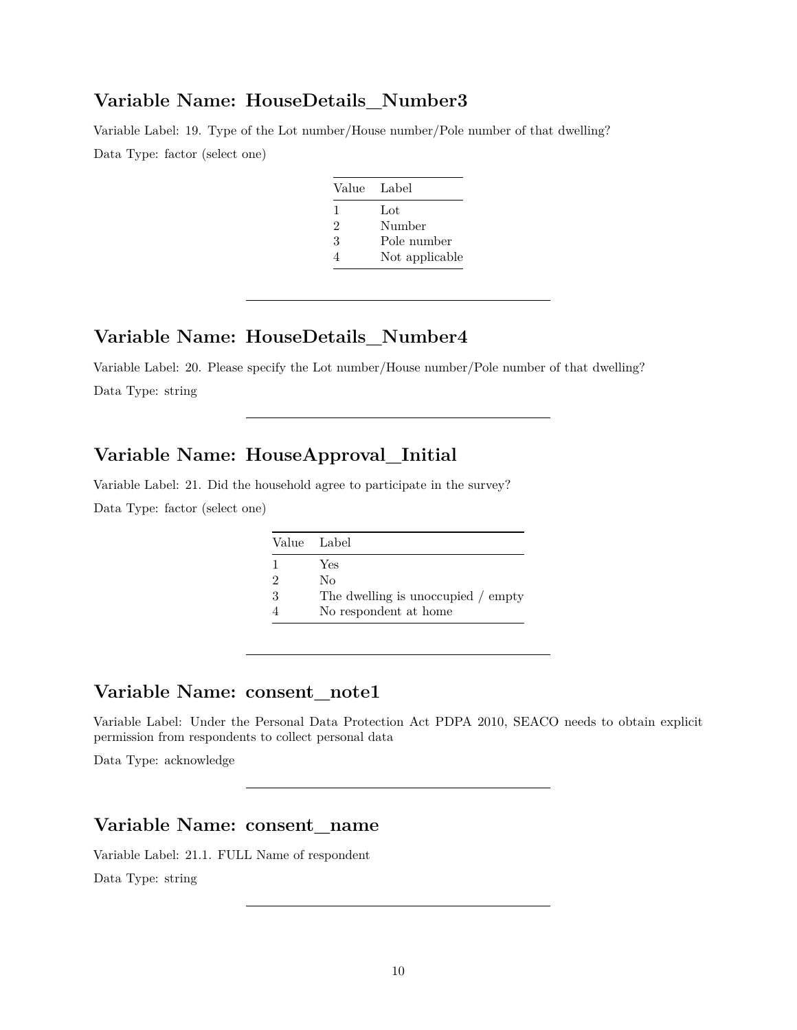## Variable Name: HouseDetails_Number3

Variable Label: 19. Type of the Lot number/House number/Pole number of that dwelling?

Data Type: factor (select one)

| Value | Label |
|---|---|
| 1 | Lot |
| 2 | Number |
| 3 | Pole number |
| 4 | Not applicable |

---

## Variable Name: HouseDetails_Number4

Variable Label: 20. Please specify the Lot number/House number/Pole number of that dwelling?

Data Type: string

---

## Variable Name: HouseApproval_Initial

Variable Label: 21. Did the household agree to participate in the survey?

Data Type: factor (select one)

| Value | Label |
|---|---|
| 1 | Yes |
| 2 | No |
| 3 | The dwelling is unoccupied / empty |
| 4 | No respondent at home |

---

## Variable Name: consent_note1

Variable Label: Under the Personal Data Protection Act PDPA 2010, SEACO needs to obtain explicit permission from respondents to collect personal data

Data Type: acknowledge

---

## Variable Name: consent_name

Variable Label: 21.1. FULL Name of respondent

Data Type: string

---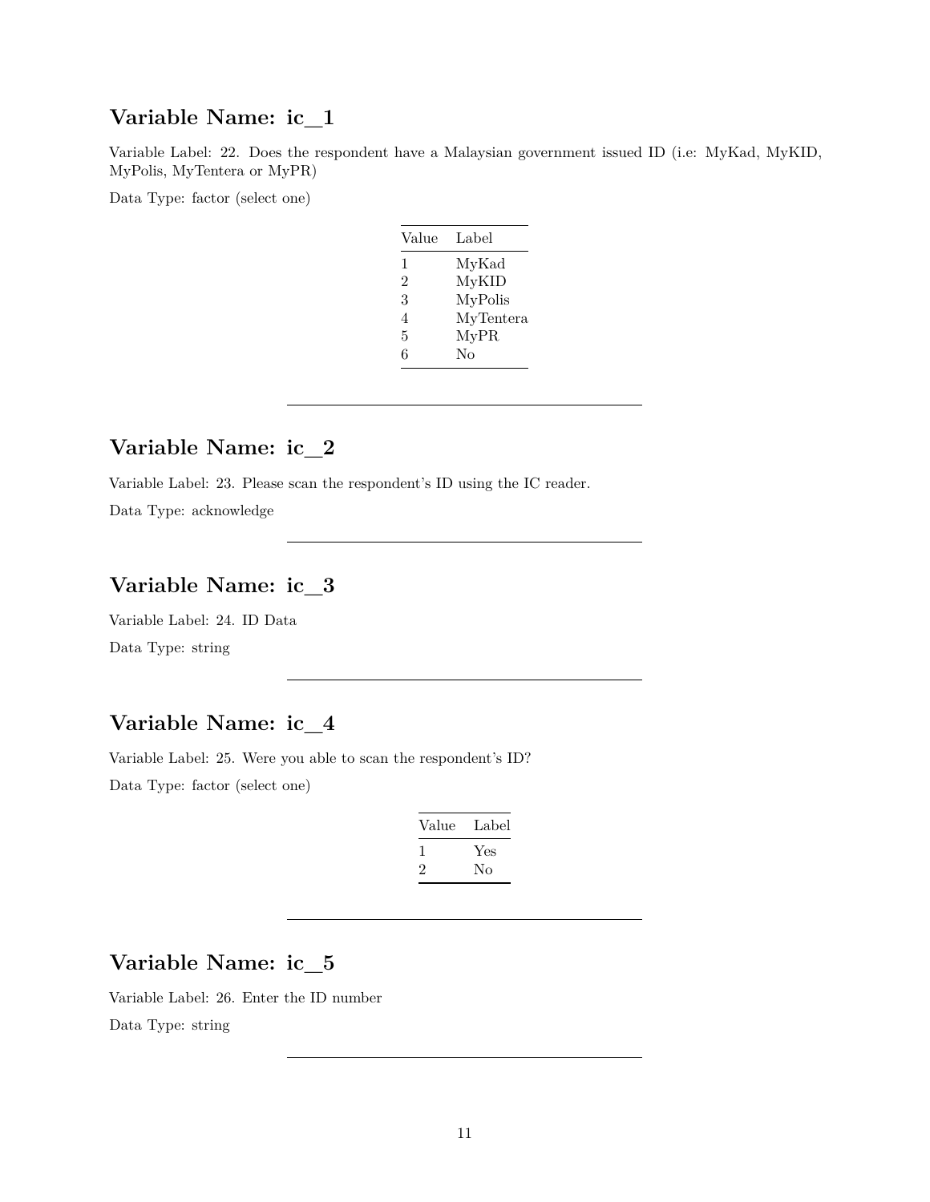## Variable Name: ic_1

Variable Label: 22. Does the respondent have a Malaysian government issued ID (i.e: MyKad, MyKID, MyPolis, MyTentera or MyPR)

Data Type: factor (select one)

| Value | Label |
|---|---|
| 1 | MyKad |
| 2 | MyKID |
| 3 | MyPolis |
| 4 | MyTentera |
| 5 | MyPR |
| 6 | No |

---

## Variable Name: ic_2

Variable Label: 23. Please scan the respondent's ID using the IC reader.

Data Type: acknowledge

---

## Variable Name: ic_3

Variable Label: 24. ID Data

Data Type: string

---

## Variable Name: ic_4

Variable Label: 25. Were you able to scan the respondent's ID?

Data Type: factor (select one)

| Value | Label |
|---|---|
| 1 | Yes |
| 2 | No |

---

## Variable Name: ic_5

Variable Label: 26. Enter the ID number

Data Type: string

---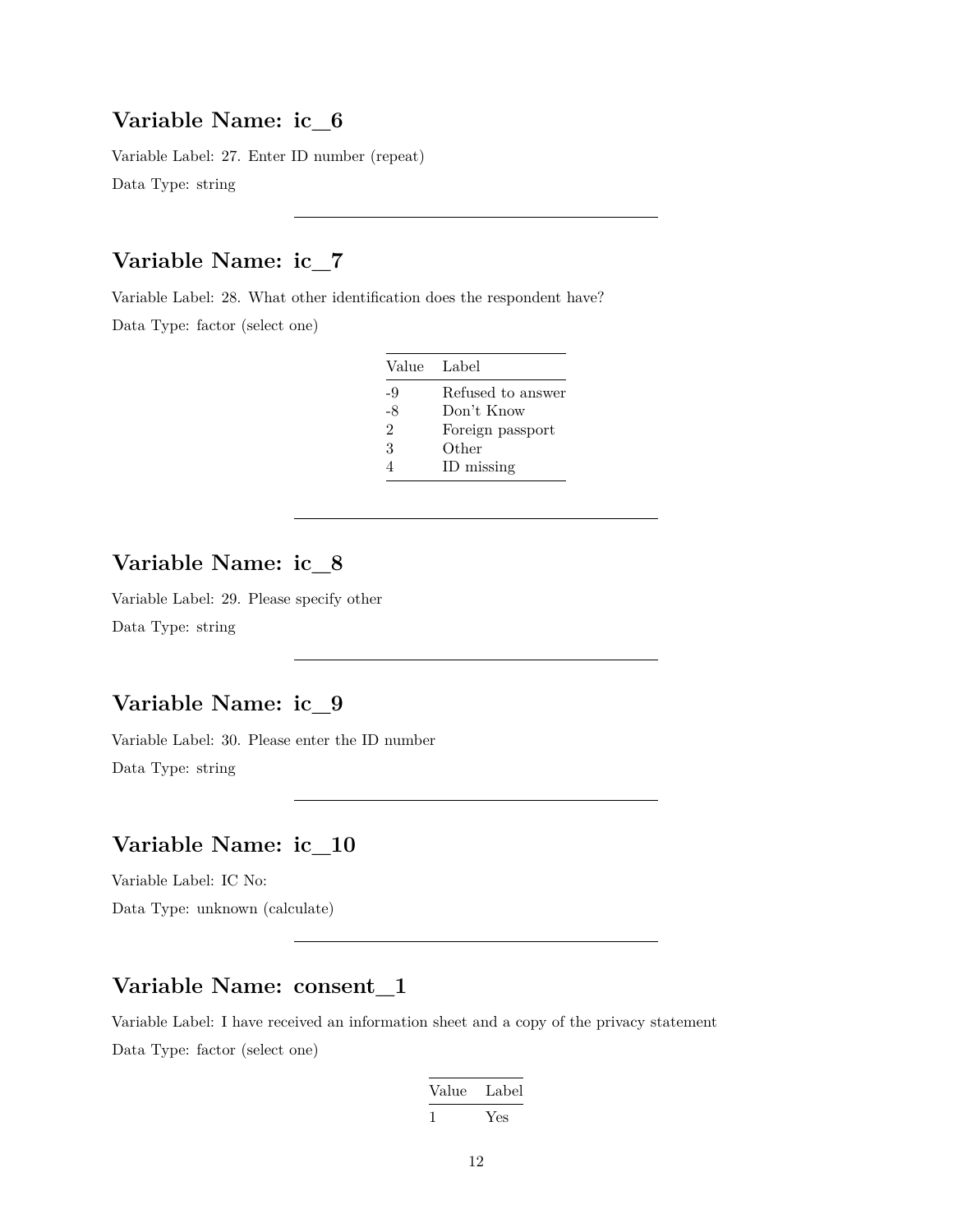## Variable Name: ic_6

Variable Label: 27. Enter ID number (repeat)

Data Type: string

---

## Variable Name: ic_7

Variable Label: 28. What other identification does the respondent have?

Data Type: factor (select one)

| Value | Label |
|---|---|
| -9 | Refused to answer |
| -8 | Don't Know |
| 2 | Foreign passport |
| 3 | Other |
| 4 | ID missing |

---

## Variable Name: ic_8

Variable Label: 29. Please specify other

Data Type: string

---

## Variable Name: ic_9

Variable Label: 30. Please enter the ID number

Data Type: string

---

## Variable Name: ic_10

Variable Label: IC No:

Data Type: unknown (calculate)

---

## Variable Name: consent_1

Variable Label: I have received an information sheet and a copy of the privacy statement

Data Type: factor (select one)

| Value | Label |
|---|---|
| 1 | Yes |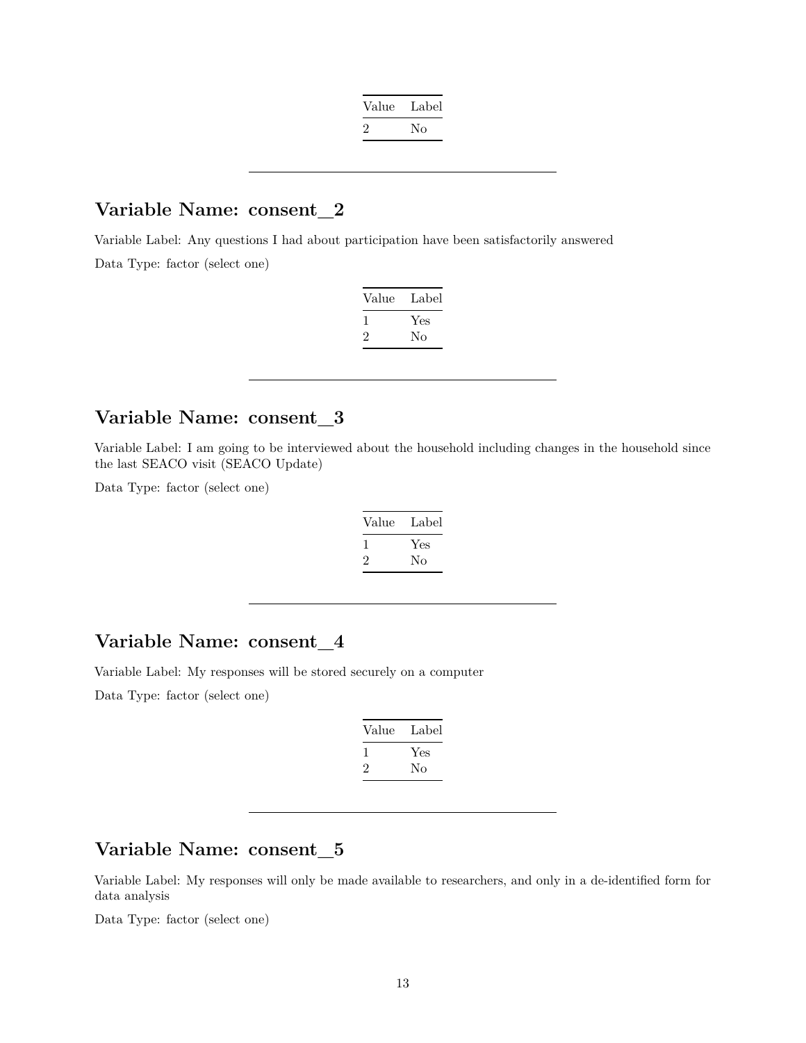| Value | Label |
|---|---|
| 2 | No |

---

## Variable Name: consent_2

Variable Label: Any questions I had about participation have been satisfactorily answered

Data Type: factor (select one)

| Value | Label |
|---|---|
| 1 | Yes |
| 2 | No |

---

## Variable Name: consent_3

Variable Label: I am going to be interviewed about the household including changes in the household since the last SEACO visit (SEACO Update)

Data Type: factor (select one)

| Value | Label |
|---|---|
| 1 | Yes |
| 2 | No |

---

## Variable Name: consent_4

Variable Label: My responses will be stored securely on a computer

Data Type: factor (select one)

| Value | Label |
|---|---|
| 1 | Yes |
| 2 | No |

---

## Variable Name: consent_5

Variable Label: My responses will only be made available to researchers, and only in a de-identified form for data analysis

Data Type: factor (select one)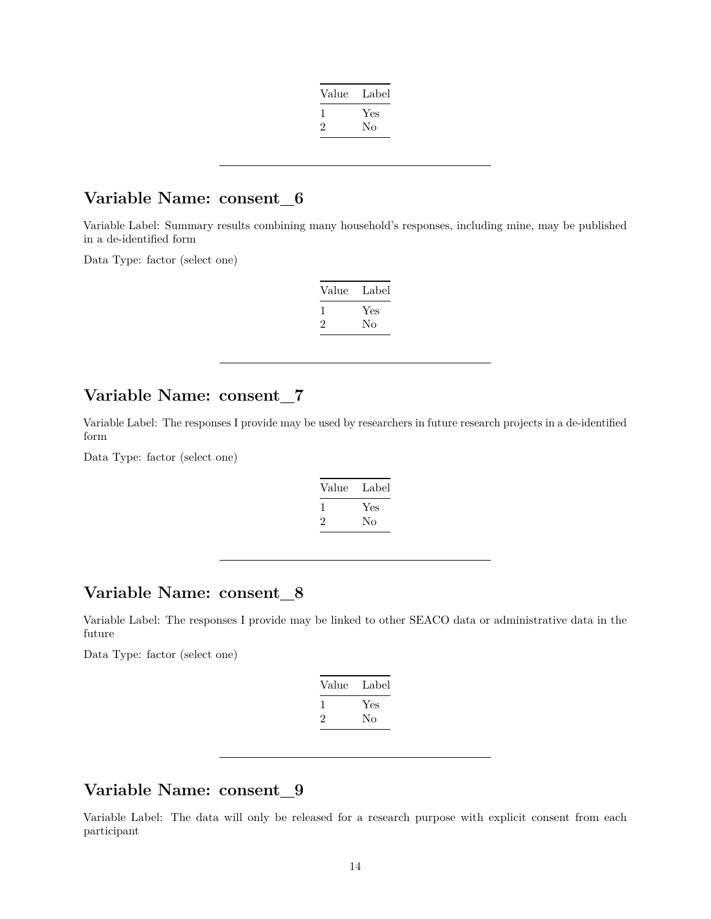| Value | Label |
|---|---|
| 1 | Yes |
| 2 | No |

---

## Variable Name: consent_6

Variable Label: Summary results combining many household's responses, including mine, may be published in a de-identified form

Data Type: factor (select one)

| Value | Label |
|---|---|
| 1 | Yes |
| 2 | No |

---

## Variable Name: consent_7

Variable Label: The responses I provide may be used by researchers in future research projects in a de-identified form

Data Type: factor (select one)

| Value | Label |
|---|---|
| 1 | Yes |
| 2 | No |

---

## Variable Name: consent_8

Variable Label: The responses I provide may be linked to other SEACO data or administrative data in the future

Data Type: factor (select one)

| Value | Label |
|---|---|
| 1 | Yes |
| 2 | No |

---

## Variable Name: consent_9

Variable Label: The data will only be released for a research purpose with explicit consent from each participant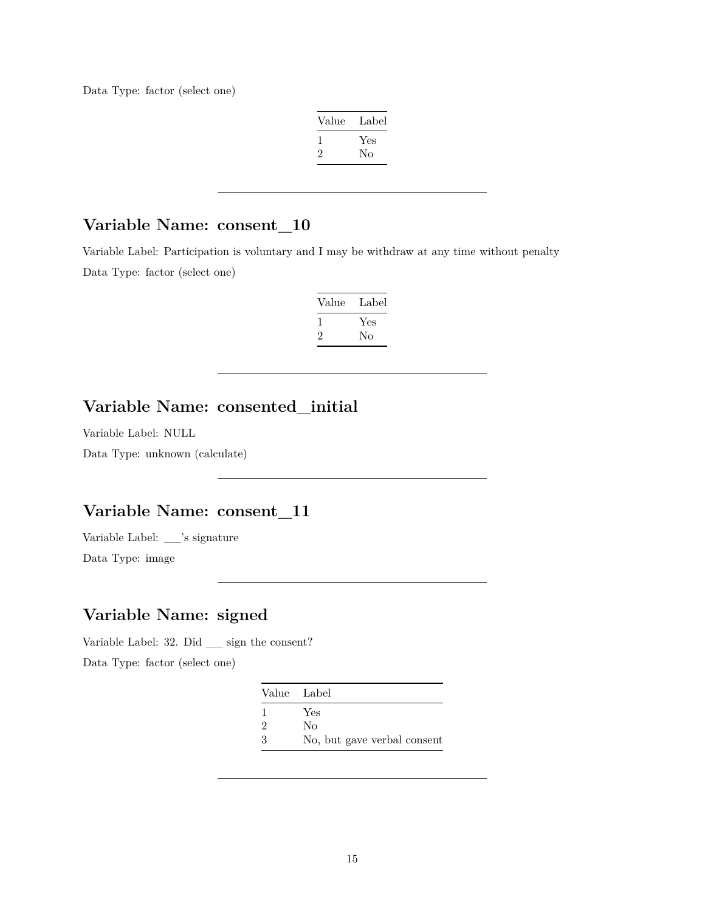Data Type: factor (select one)

| Value | Label |
|---|---|
| 1 | Yes |
| 2 | No |

---

## Variable Name: consent_10

Variable Label: Participation is voluntary and I may be withdraw at any time without penalty

Data Type: factor (select one)

| Value | Label |
|---|---|
| 1 | Yes |
| 2 | No |

---

## Variable Name: consented_initial

Variable Label: NULL

Data Type: unknown (calculate)

---

## Variable Name: consent_11

Variable Label: ___'s signature

Data Type: image

---

## Variable Name: signed

Variable Label: 32. Did ___ sign the consent?

Data Type: factor (select one)

| Value | Label |
|---|---|
| 1 | Yes |
| 2 | No |
| 3 | No, but gave verbal consent |

---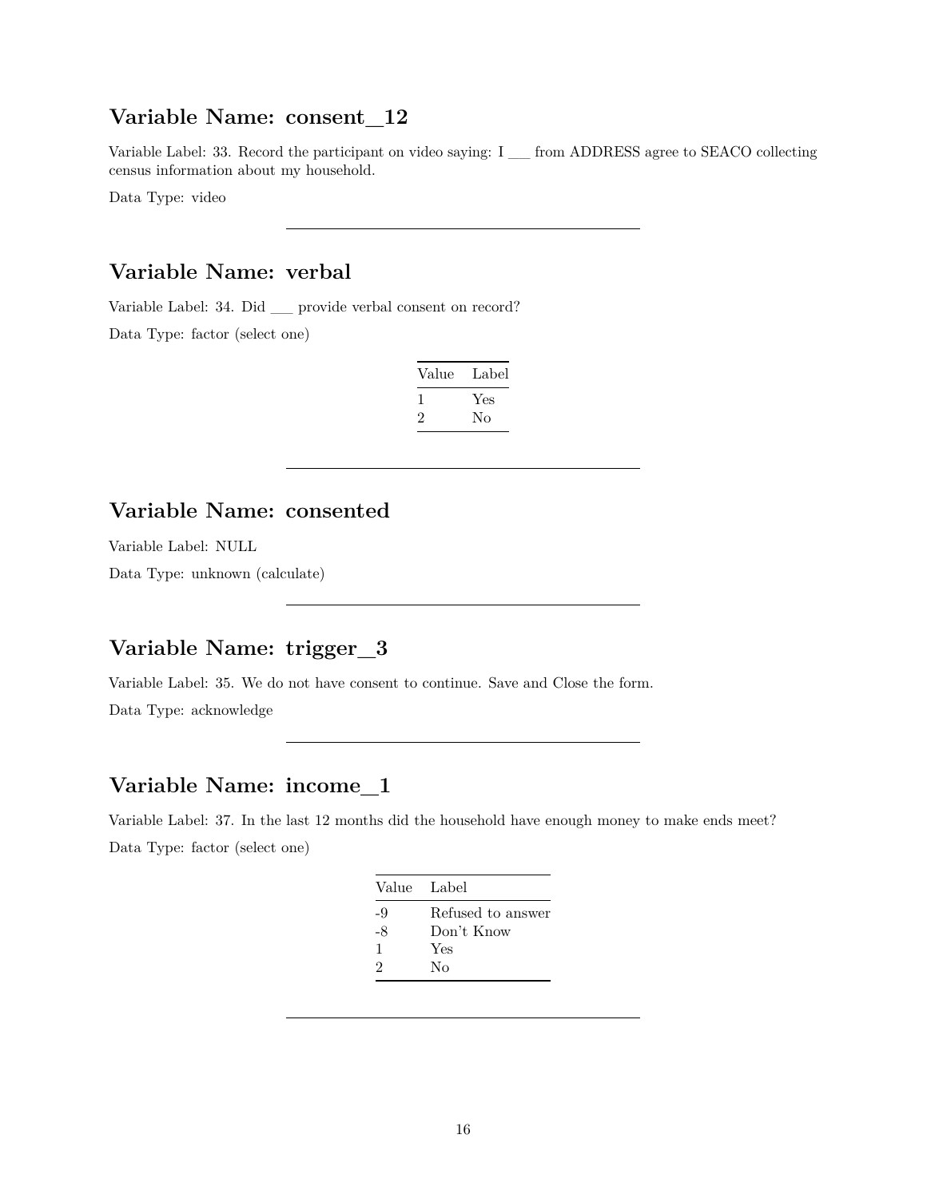## Variable Name: consent_12

Variable Label: 33. Record the participant on video saying: I ___ from ADDRESS agree to SEACO collecting census information about my household.

Data Type: video

---

## Variable Name: verbal

Variable Label: 34. Did ___ provide verbal consent on record?

Data Type: factor (select one)

| Value | Label |
|---|---|
| 1 | Yes |
| 2 | No |

---

## Variable Name: consented

Variable Label: NULL

Data Type: unknown (calculate)

---

## Variable Name: trigger_3

Variable Label: 35. We do not have consent to continue. Save and Close the form.

Data Type: acknowledge

---

## Variable Name: income_1

Variable Label: 37. In the last 12 months did the household have enough money to make ends meet?

Data Type: factor (select one)

| Value | Label |
|---|---|
| -9 | Refused to answer |
| -8 | Don't Know |
| 1 | Yes |
| 2 | No |

---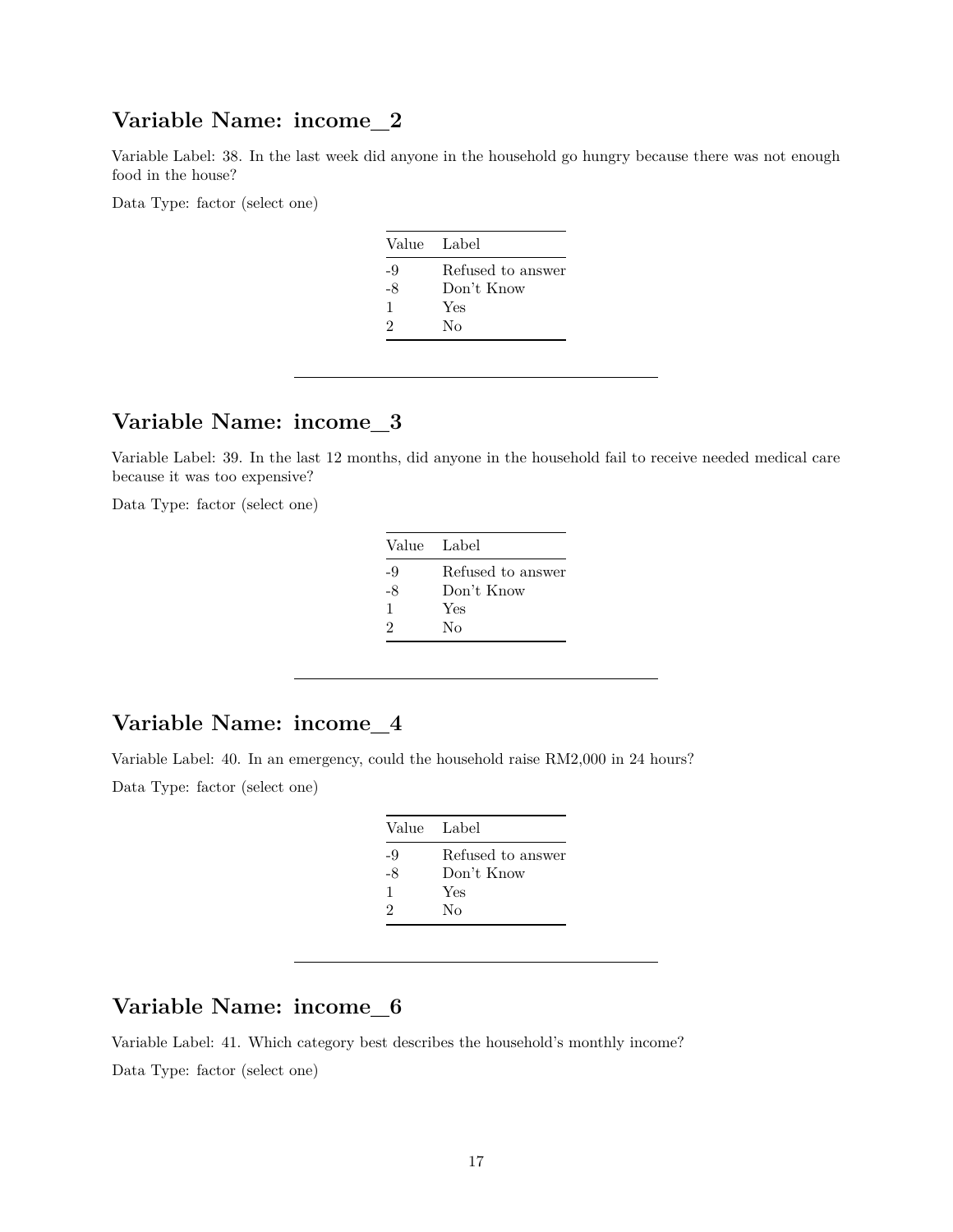## Variable Name: income_2

Variable Label: 38. In the last week did anyone in the household go hungry because there was not enough food in the house?

Data Type: factor (select one)

| Value | Label |
|---|---|
| -9 | Refused to answer |
| -8 | Don't Know |
| 1 | Yes |
| 2 | No |

---

## Variable Name: income_3

Variable Label: 39. In the last 12 months, did anyone in the household fail to receive needed medical care because it was too expensive?

Data Type: factor (select one)

| Value | Label |
|---|---|
| -9 | Refused to answer |
| -8 | Don't Know |
| 1 | Yes |
| 2 | No |

---

## Variable Name: income_4

Variable Label: 40. In an emergency, could the household raise RM2,000 in 24 hours?

Data Type: factor (select one)

| Value | Label |
|---|---|
| -9 | Refused to answer |
| -8 | Don't Know |
| 1 | Yes |
| 2 | No |

---

## Variable Name: income_6

Variable Label: 41. Which category best describes the household's monthly income?

Data Type: factor (select one)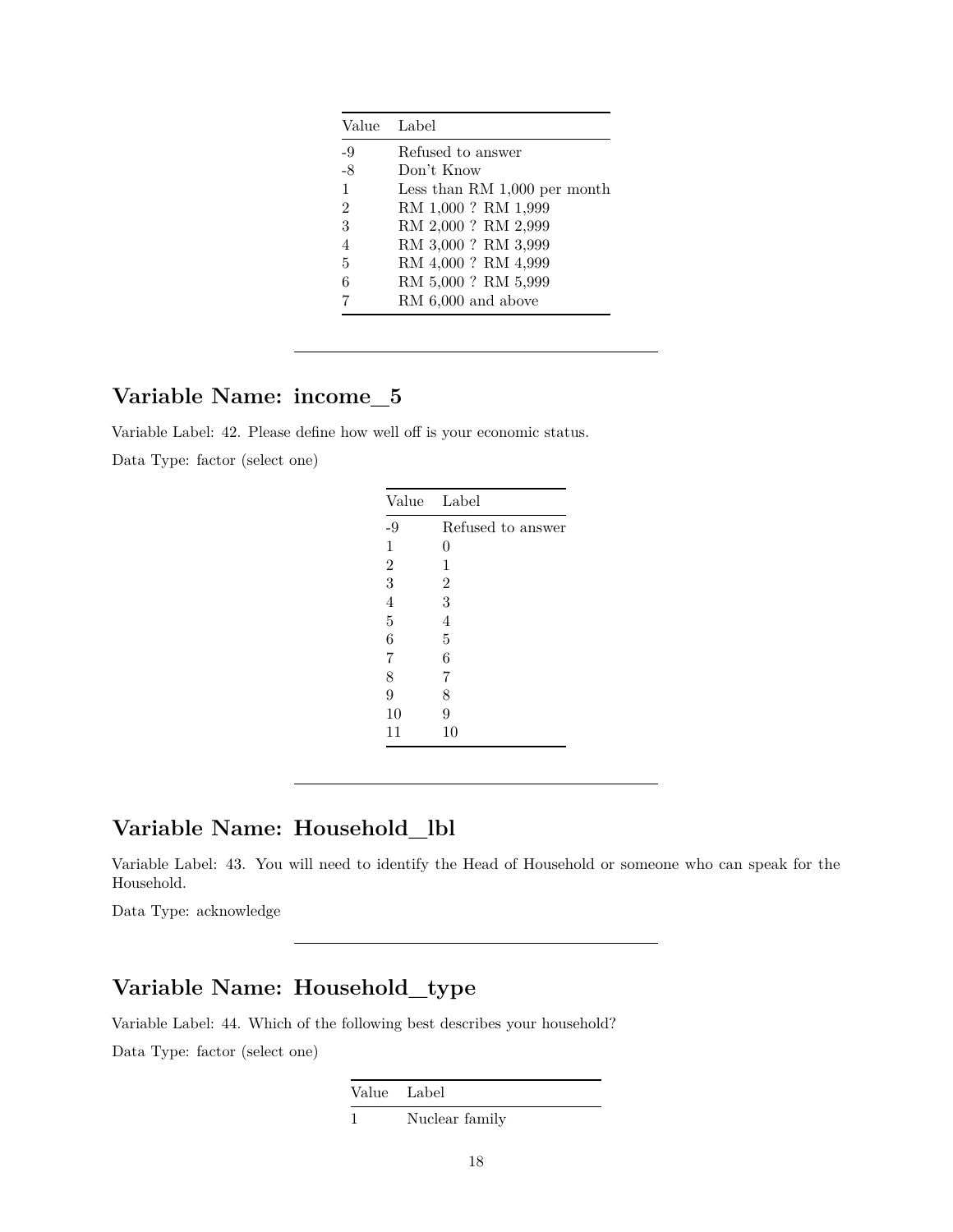| Value | Label |
|---|---|
| -9 | Refused to answer |
| -8 | Don't Know |
| 1 | Less than RM 1,000 per month |
| 2 | RM 1,000 ? RM 1,999 |
| 3 | RM 2,000 ? RM 2,999 |
| 4 | RM 3,000 ? RM 3,999 |
| 5 | RM 4,000 ? RM 4,999 |
| 6 | RM 5,000 ? RM 5,999 |
| 7 | RM 6,000 and above |

---

## Variable Name: income_5

Variable Label: 42. Please define how well off is your economic status.

Data Type: factor (select one)

| Value | Label |
|---|---|
| -9 | Refused to answer |
| 1 | 0 |
| 2 | 1 |
| 3 | 2 |
| 4 | 3 |
| 5 | 4 |
| 6 | 5 |
| 7 | 6 |
| 8 | 7 |
| 9 | 8 |
| 10 | 9 |
| 11 | 10 |

---

## Variable Name: Household_lbl

Variable Label: 43. You will need to identify the Head of Household or someone who can speak for the Household.

Data Type: acknowledge

---

## Variable Name: Household_type

Variable Label: 44. Which of the following best describes your household?

Data Type: factor (select one)

| Value | Label |
|---|---|
| 1 | Nuclear family |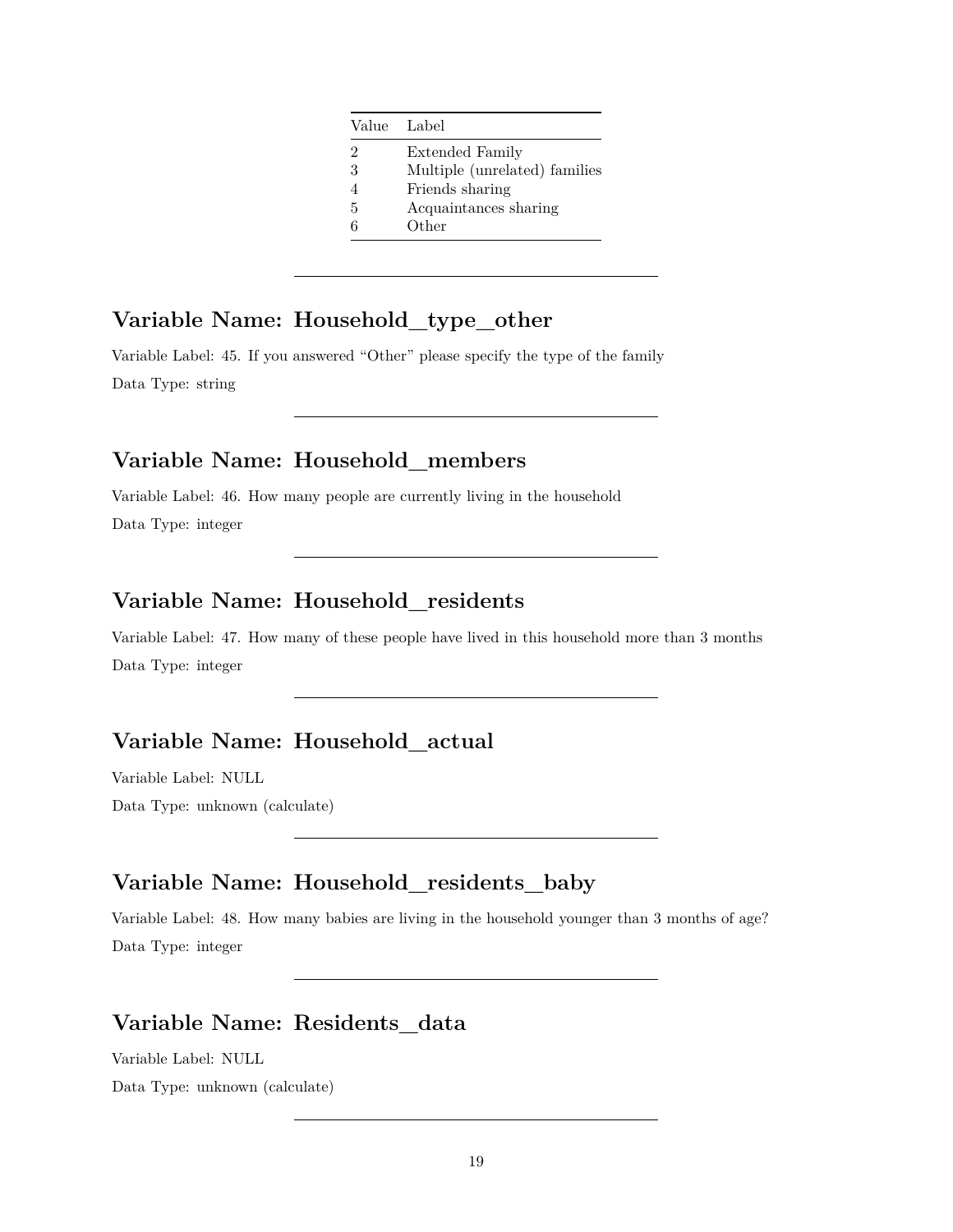| Value | Label |
|---|---|
| 2 | Extended Family |
| 3 | Multiple (unrelated) families |
| 4 | Friends sharing |
| 5 | Acquaintances sharing |
| 6 | Other |

---

## Variable Name: Household_type_other

Variable Label: 45. If you answered "Other" please specify the type of the family

Data Type: string

---

## Variable Name: Household_members

Variable Label: 46. How many people are currently living in the household

Data Type: integer

---

## Variable Name: Household_residents

Variable Label: 47. How many of these people have lived in this household more than 3 months

Data Type: integer

---

## Variable Name: Household_actual

Variable Label: NULL

Data Type: unknown (calculate)

---

## Variable Name: Household_residents_baby

Variable Label: 48. How many babies are living in the household younger than 3 months of age?

Data Type: integer

---

## Variable Name: Residents_data

Variable Label: NULL

Data Type: unknown (calculate)

---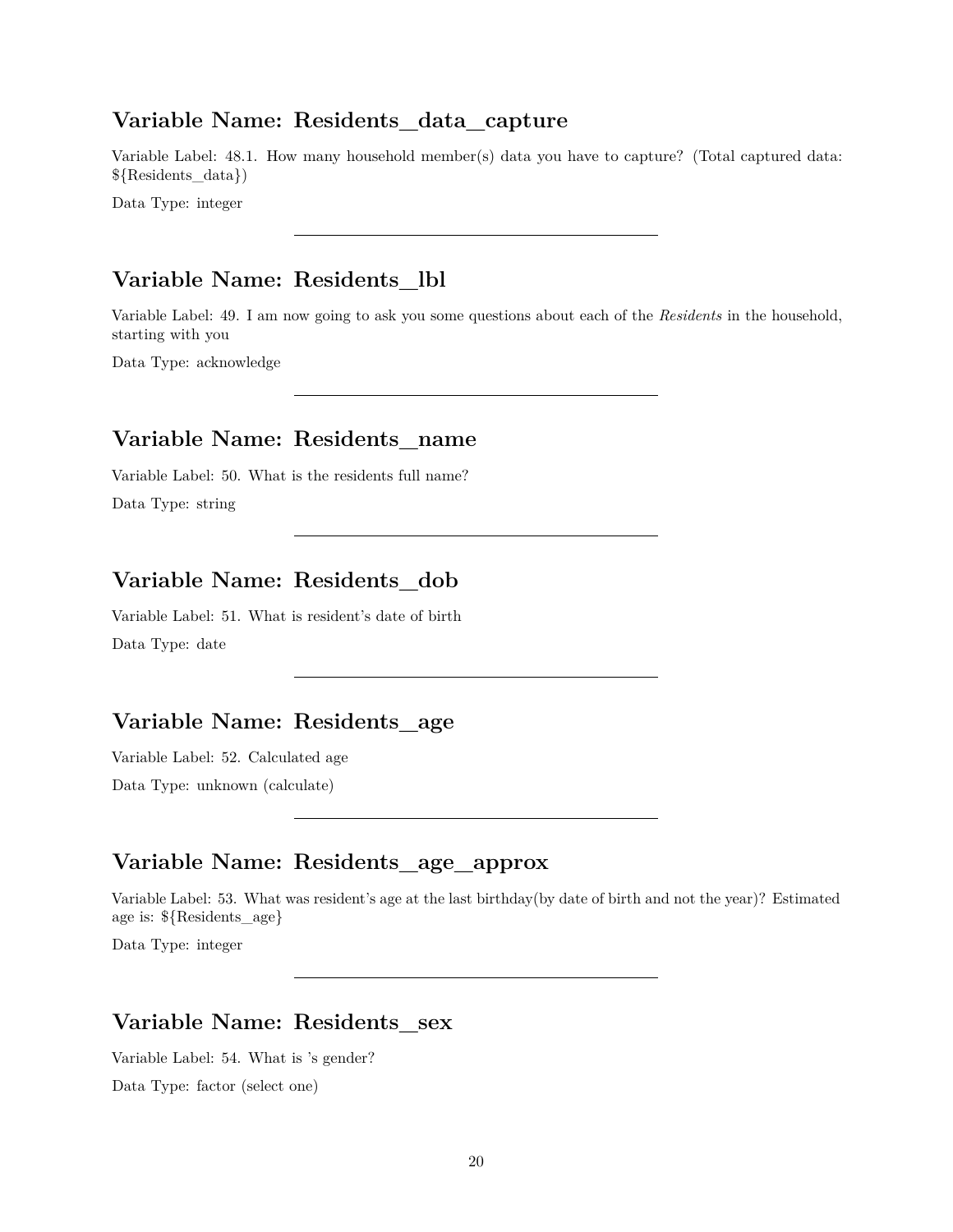## Variable Name: Residents_data_capture

Variable Label: 48.1. How many household member(s) data you have to capture? (Total captured data: ${Residents_data})

Data Type: integer

---

## Variable Name: Residents_lbl

Variable Label: 49. I am now going to ask you some questions about each of the *Residents* in the household, starting with you

Data Type: acknowledge

---

## Variable Name: Residents_name

Variable Label: 50. What is the residents full name?

Data Type: string

---

## Variable Name: Residents_dob

Variable Label: 51. What is resident's date of birth

Data Type: date

---

## Variable Name: Residents_age

Variable Label: 52. Calculated age

Data Type: unknown (calculate)

---

## Variable Name: Residents_age_approx

Variable Label: 53. What was resident's age at the last birthday(by date of birth and not the year)? Estimated age is: ${Residents_age}

Data Type: integer

---

## Variable Name: Residents_sex

Variable Label: 54. What is 's gender?

Data Type: factor (select one)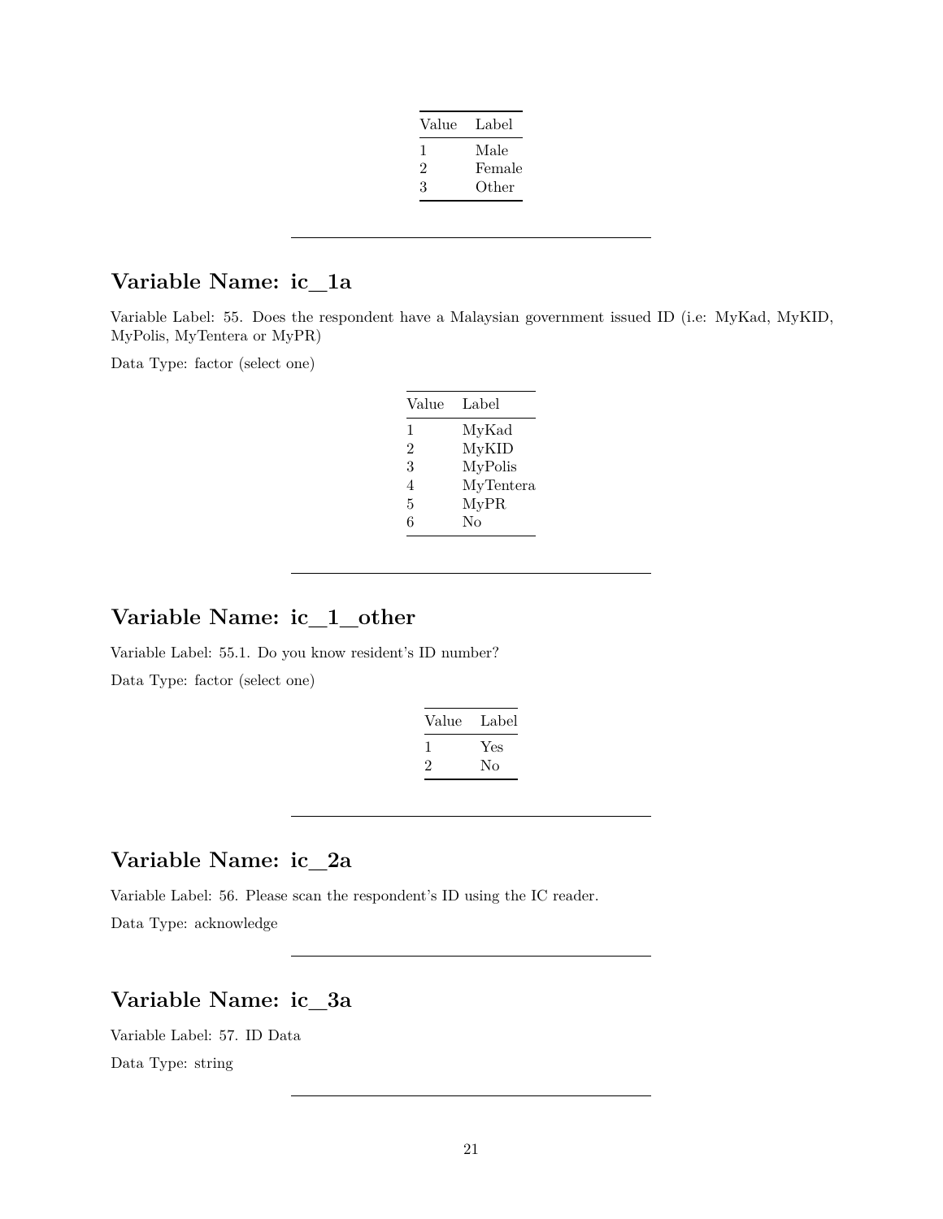| Value | Label |
|---|---|
| 1 | Male |
| 2 | Female |
| 3 | Other |

---

## Variable Name: ic_1a

Variable Label: 55. Does the respondent have a Malaysian government issued ID (i.e: MyKad, MyKID, MyPolis, MyTentera or MyPR)

Data Type: factor (select one)

| Value | Label |
|---|---|
| 1 | MyKad |
| 2 | MyKID |
| 3 | MyPolis |
| 4 | MyTentera |
| 5 | MyPR |
| 6 | No |

---

## Variable Name: ic_1_other

Variable Label: 55.1. Do you know resident's ID number?

Data Type: factor (select one)

| Value | Label |
|---|---|
| 1 | Yes |
| 2 | No |

---

## Variable Name: ic_2a

Variable Label: 56. Please scan the respondent's ID using the IC reader.

Data Type: acknowledge

---

## Variable Name: ic_3a

Variable Label: 57. ID Data

Data Type: string

---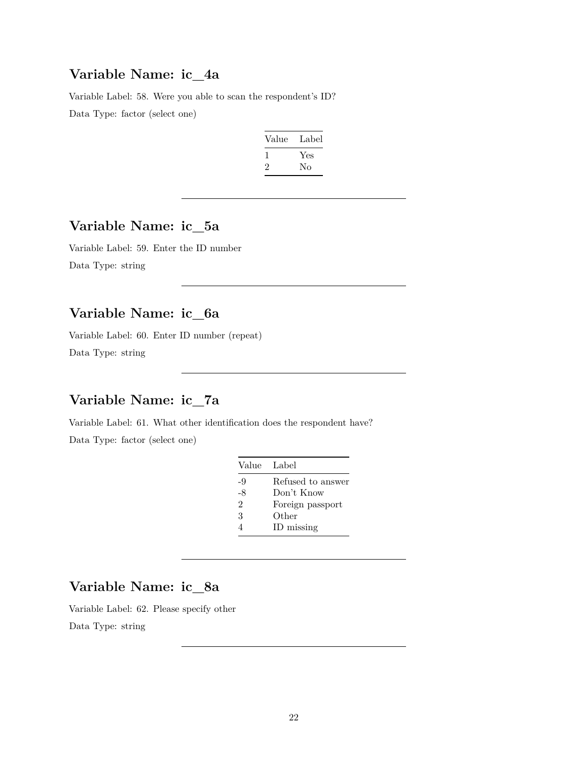## Variable Name: ic_4a

Variable Label: 58. Were you able to scan the respondent's ID?

Data Type: factor (select one)

| Value | Label |
|---|---|
| 1 | Yes |
| 2 | No |

---

## Variable Name: ic_5a

Variable Label: 59. Enter the ID number

Data Type: string

---

## Variable Name: ic_6a

Variable Label: 60. Enter ID number (repeat)

Data Type: string

---

## Variable Name: ic_7a

Variable Label: 61. What other identification does the respondent have?

Data Type: factor (select one)

| Value | Label |
|---|---|
| -9 | Refused to answer |
| -8 | Don't Know |
| 2 | Foreign passport |
| 3 | Other |
| 4 | ID missing |

---

## Variable Name: ic_8a

Variable Label: 62. Please specify other

Data Type: string

---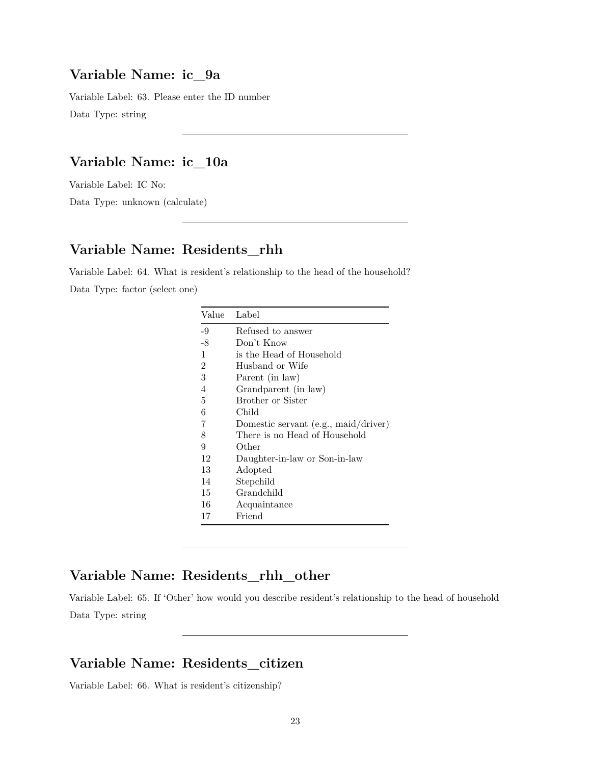## Variable Name: ic_9a

Variable Label: 63. Please enter the ID number

Data Type: string

---

## Variable Name: ic_10a

Variable Label: IC No:

Data Type: unknown (calculate)

---

## Variable Name: Residents_rhh

Variable Label: 64. What is resident's relationship to the head of the household?

Data Type: factor (select one)

| Value | Label |
|---|---|
| -9 | Refused to answer |
| -8 | Don't Know |
| 1 | is the Head of Household |
| 2 | Husband or Wife |
| 3 | Parent (in law) |
| 4 | Grandparent (in law) |
| 5 | Brother or Sister |
| 6 | Child |
| 7 | Domestic servant (e.g., maid/driver) |
| 8 | There is no Head of Household |
| 9 | Other |
| 12 | Daughter-in-law or Son-in-law |
| 13 | Adopted |
| 14 | Stepchild |
| 15 | Grandchild |
| 16 | Acquaintance |
| 17 | Friend |

---

## Variable Name: Residents_rhh_other

Variable Label: 65. If 'Other' how would you describe resident's relationship to the head of household

Data Type: string

---

## Variable Name: Residents_citizen

Variable Label: 66. What is resident's citizenship?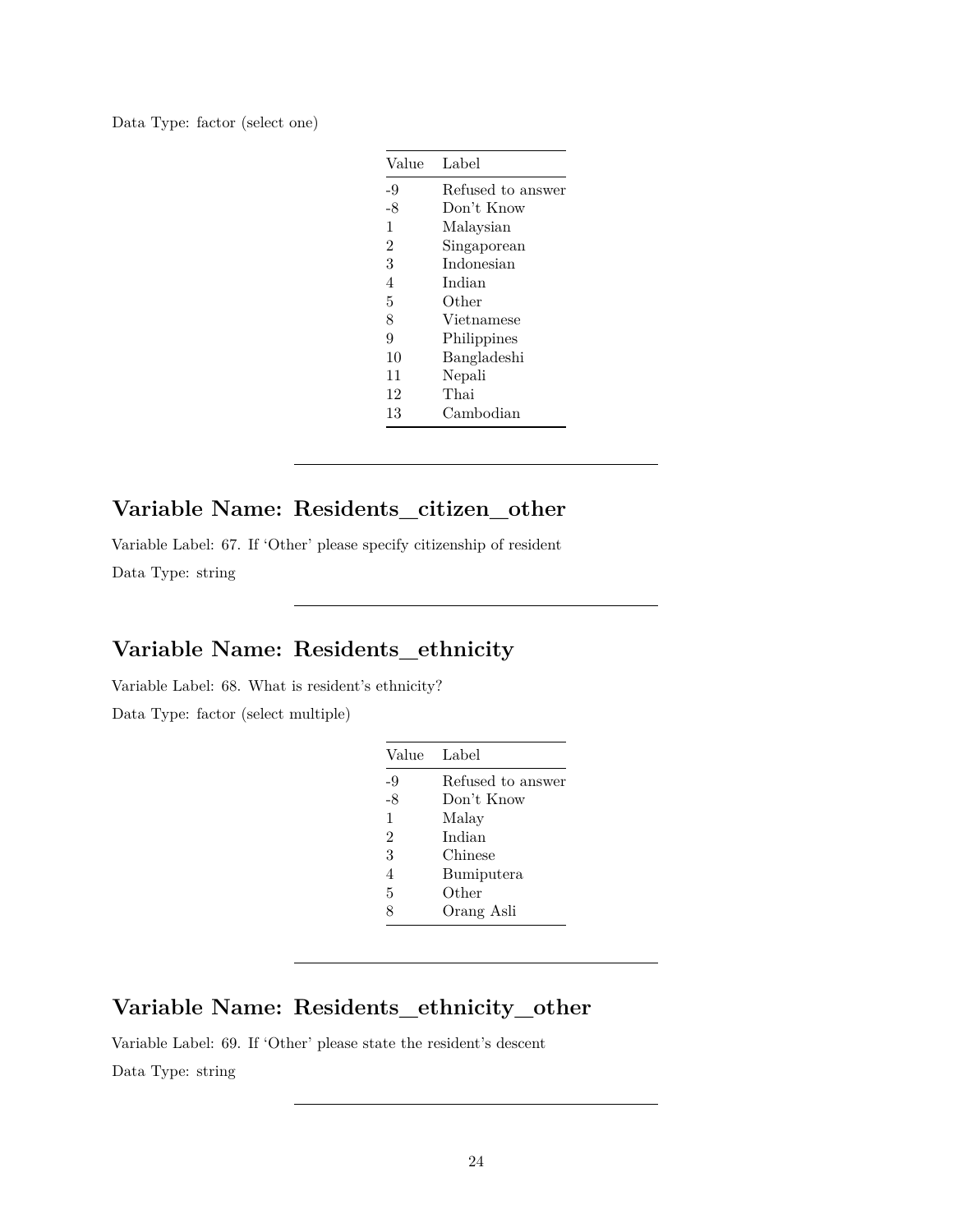Data Type: factor (select one)

| Value | Label |
|---|---|
| -9 | Refused to answer |
| -8 | Don't Know |
| 1 | Malaysian |
| 2 | Singaporean |
| 3 | Indonesian |
| 4 | Indian |
| 5 | Other |
| 8 | Vietnamese |
| 9 | Philippines |
| 10 | Bangladeshi |
| 11 | Nepali |
| 12 | Thai |
| 13 | Cambodian |

---

## Variable Name: Residents_citizen_other

Variable Label: 67. If 'Other' please specify citizenship of resident

Data Type: string

---

## Variable Name: Residents_ethnicity

Variable Label: 68. What is resident's ethnicity?

Data Type: factor (select multiple)

| Value | Label |
|---|---|
| -9 | Refused to answer |
| -8 | Don't Know |
| 1 | Malay |
| 2 | Indian |
| 3 | Chinese |
| 4 | Bumiputera |
| 5 | Other |
| 8 | Orang Asli |

---

## Variable Name: Residents_ethnicity_other

Variable Label: 69. If 'Other' please state the resident's descent

Data Type: string

---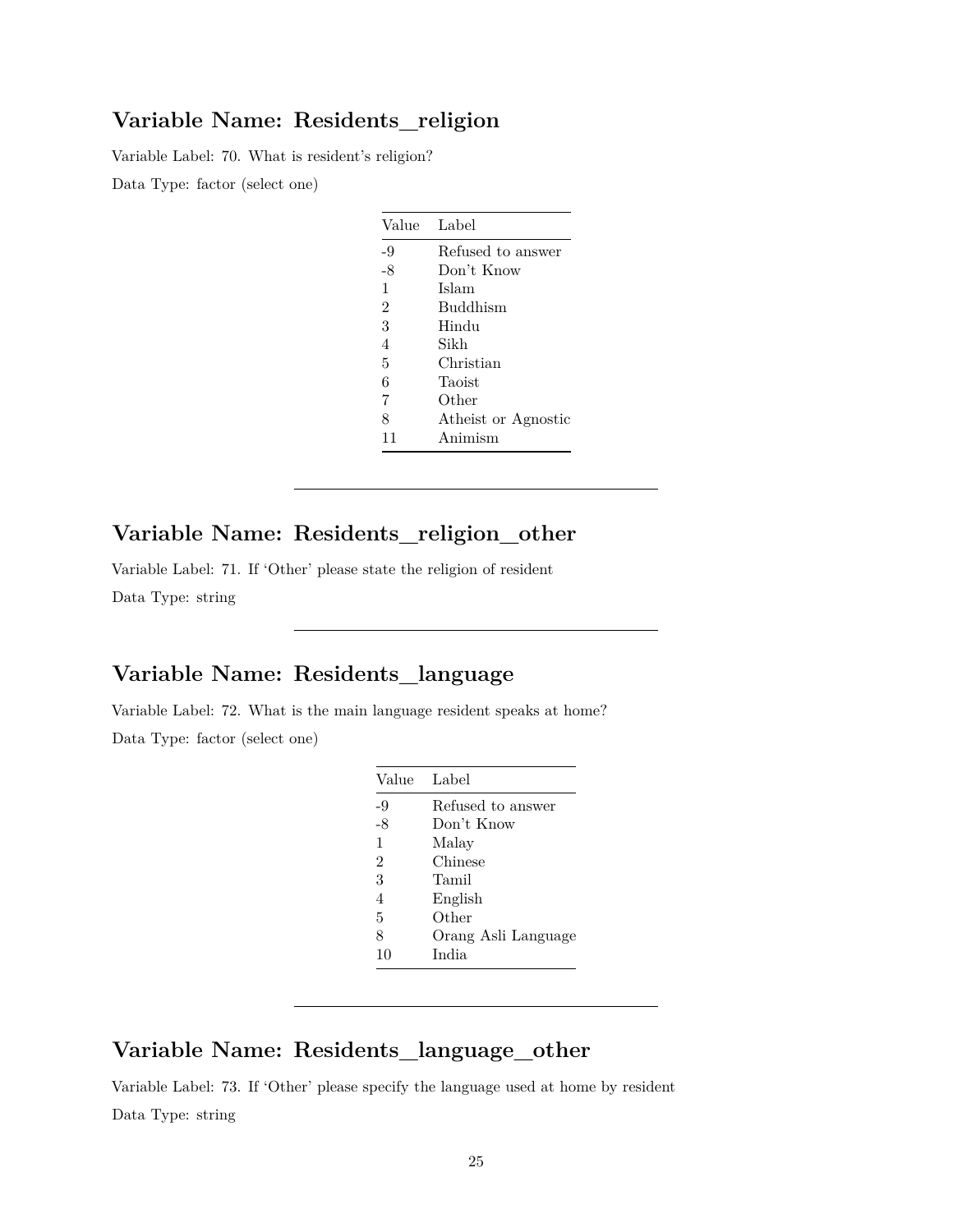## Variable Name: Residents_religion

Variable Label: 70. What is resident's religion?

Data Type: factor (select one)

| Value | Label |
|---|---|
| -9 | Refused to answer |
| -8 | Don't Know |
| 1 | Islam |
| 2 | Buddhism |
| 3 | Hindu |
| 4 | Sikh |
| 5 | Christian |
| 6 | Taoist |
| 7 | Other |
| 8 | Atheist or Agnostic |
| 11 | Animism |

---

## Variable Name: Residents_religion_other

Variable Label: 71. If 'Other' please state the religion of resident

Data Type: string

---

## Variable Name: Residents_language

Variable Label: 72. What is the main language resident speaks at home?

Data Type: factor (select one)

| Value | Label |
|---|---|
| -9 | Refused to answer |
| -8 | Don't Know |
| 1 | Malay |
| 2 | Chinese |
| 3 | Tamil |
| 4 | English |
| 5 | Other |
| 8 | Orang Asli Language |
| 10 | India |

---

## Variable Name: Residents_language_other

Variable Label: 73. If 'Other' please specify the language used at home by resident

Data Type: string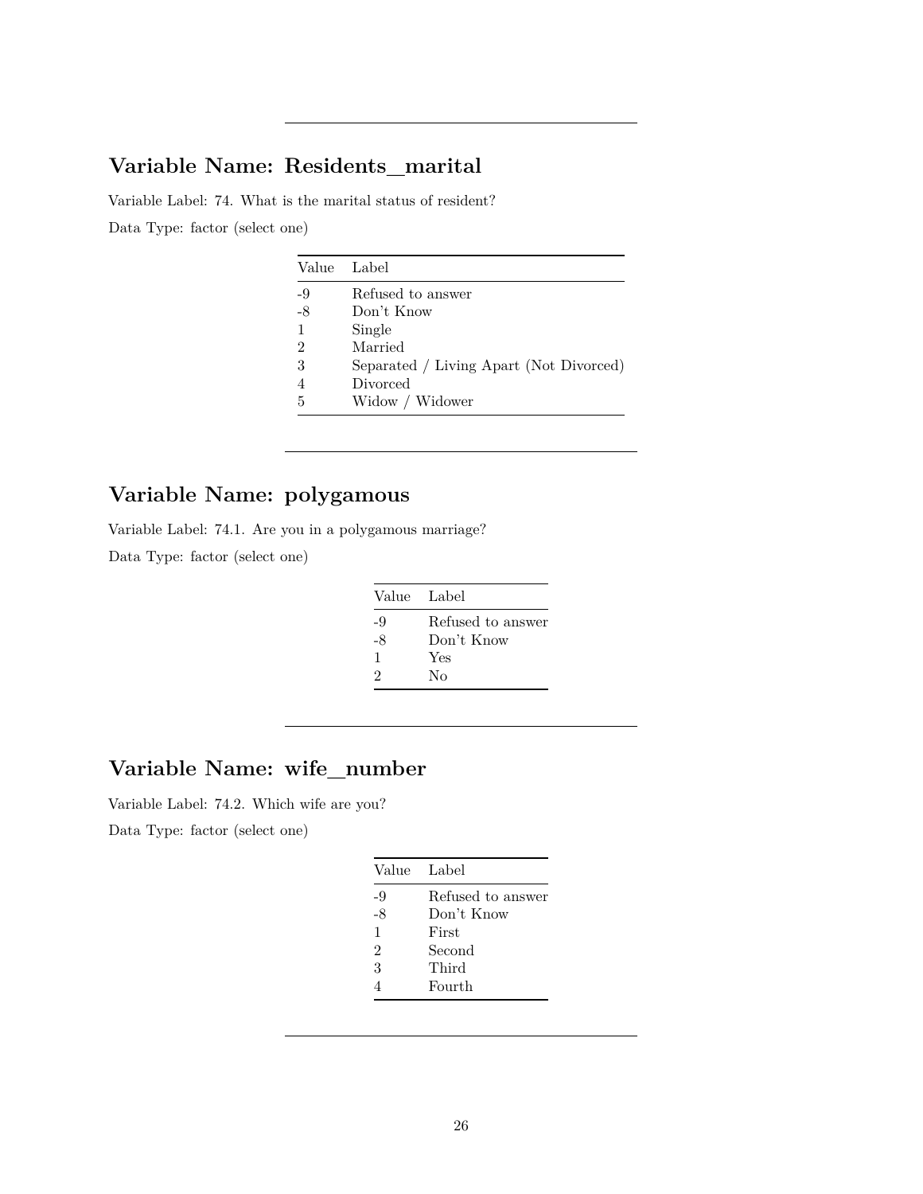---

## Variable Name: Residents_marital

Variable Label: 74. What is the marital status of resident?

Data Type: factor (select one)

| Value | Label |
|---|---|
| -9 | Refused to answer |
| -8 | Don't Know |
| 1 | Single |
| 2 | Married |
| 3 | Separated / Living Apart (Not Divorced) |
| 4 | Divorced |
| 5 | Widow / Widower |

---

## Variable Name: polygamous

Variable Label: 74.1. Are you in a polygamous marriage?

Data Type: factor (select one)

| Value | Label |
|---|---|
| -9 | Refused to answer |
| -8 | Don't Know |
| 1 | Yes |
| 2 | No |

---

## Variable Name: wife_number

Variable Label: 74.2. Which wife are you?

Data Type: factor (select one)

| Value | Label |
|---|---|
| -9 | Refused to answer |
| -8 | Don't Know |
| 1 | First |
| 2 | Second |
| 3 | Third |
| 4 | Fourth |

---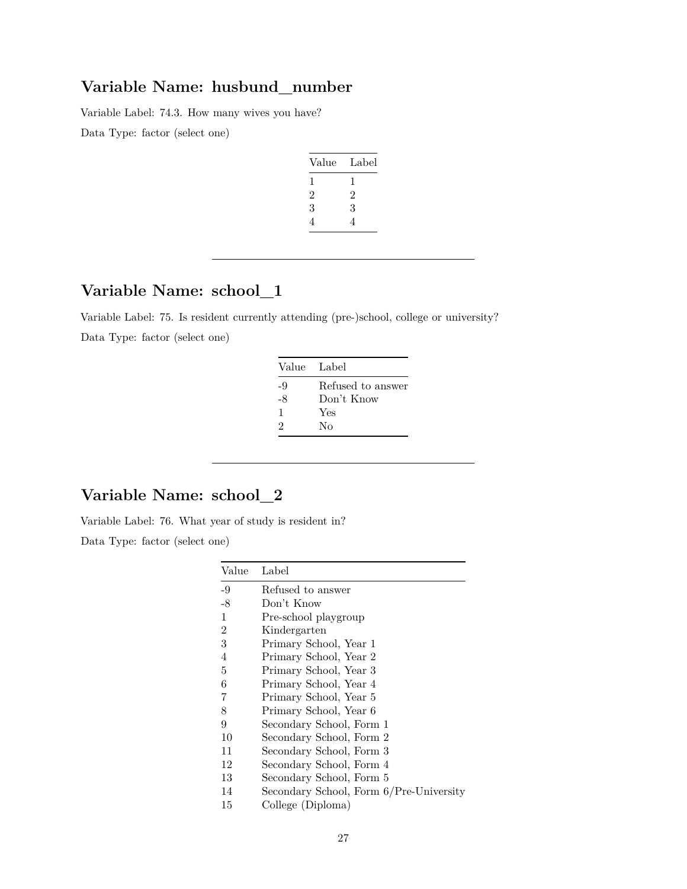## Variable Name: husbund_number

Variable Label: 74.3. How many wives you have?

Data Type: factor (select one)

| Value | Label |
|---|---|
| 1 | 1 |
| 2 | 2 |
| 3 | 3 |
| 4 | 4 |

---

## Variable Name: school_1

Variable Label: 75. Is resident currently attending (pre-)school, college or university?

Data Type: factor (select one)

| Value | Label |
|---|---|
| -9 | Refused to answer |
| -8 | Don't Know |
| 1 | Yes |
| 2 | No |

---

## Variable Name: school_2

Variable Label: 76. What year of study is resident in?

Data Type: factor (select one)

| Value | Label |
|---|---|
| -9 | Refused to answer |
| -8 | Don't Know |
| 1 | Pre-school playgroup |
| 2 | Kindergarten |
| 3 | Primary School, Year 1 |
| 4 | Primary School, Year 2 |
| 5 | Primary School, Year 3 |
| 6 | Primary School, Year 4 |
| 7 | Primary School, Year 5 |
| 8 | Primary School, Year 6 |
| 9 | Secondary School, Form 1 |
| 10 | Secondary School, Form 2 |
| 11 | Secondary School, Form 3 |
| 12 | Secondary School, Form 4 |
| 13 | Secondary School, Form 5 |
| 14 | Secondary School, Form 6/Pre-University |
| 15 | College (Diploma) |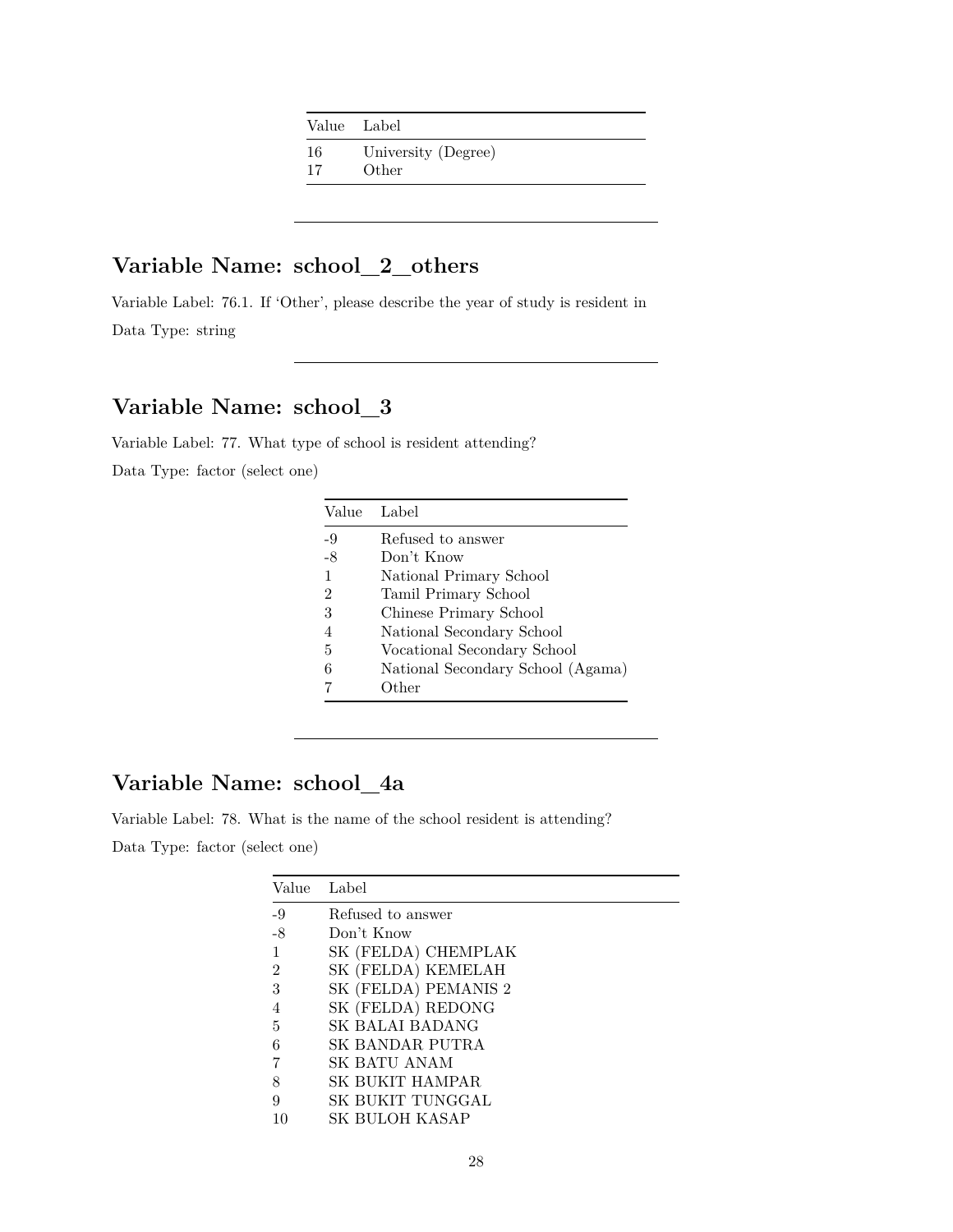| Value | Label |
|---|---|
| 16 | University (Degree) |
| 17 | Other |

---

## Variable Name: school_2_others

Variable Label: 76.1. If 'Other', please describe the year of study is resident in

Data Type: string

---

## Variable Name: school_3

Variable Label: 77. What type of school is resident attending?

Data Type: factor (select one)

| Value | Label |
|---|---|
| -9 | Refused to answer |
| -8 | Don't Know |
| 1 | National Primary School |
| 2 | Tamil Primary School |
| 3 | Chinese Primary School |
| 4 | National Secondary School |
| 5 | Vocational Secondary School |
| 6 | National Secondary School (Agama) |
| 7 | Other |

---

## Variable Name: school_4a

Variable Label: 78. What is the name of the school resident is attending?

Data Type: factor (select one)

| Value | Label |
|---|---|
| -9 | Refused to answer |
| -8 | Don't Know |
| 1 | SK (FELDA) CHEMPLAK |
| 2 | SK (FELDA) KEMELAH |
| 3 | SK (FELDA) PEMANIS 2 |
| 4 | SK (FELDA) REDONG |
| 5 | SK BALAI BADANG |
| 6 | SK BANDAR PUTRA |
| 7 | SK BATU ANAM |
| 8 | SK BUKIT HAMPAR |
| 9 | SK BUKIT TUNGGAL |
| 10 | SK BULOH KASAP |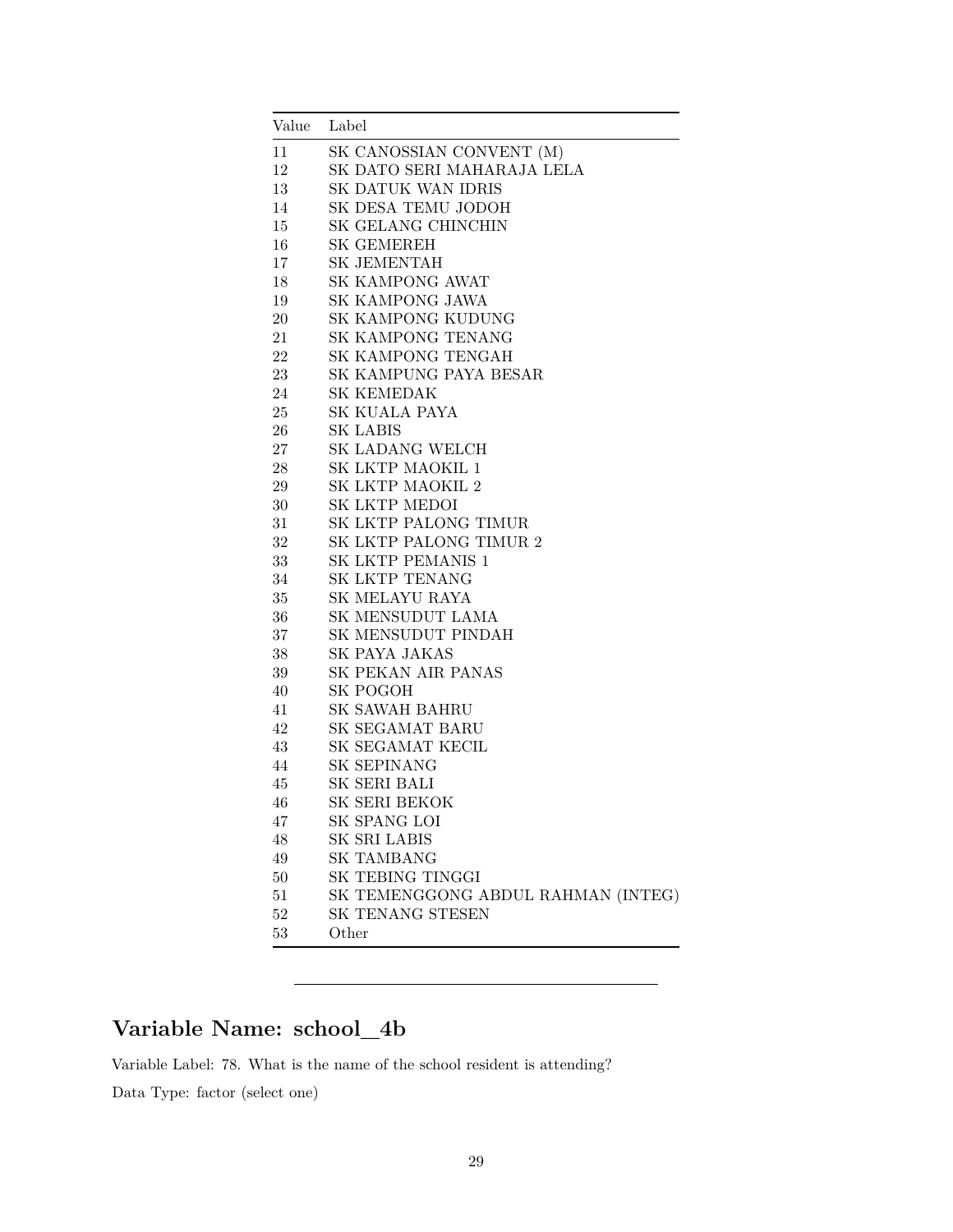| Value | Label |
|---|---|
| 11 | SK CANOSSIAN CONVENT (M) |
| 12 | SK DATO SERI MAHARAJA LELA |
| 13 | SK DATUK WAN IDRIS |
| 14 | SK DESA TEMU JODOH |
| 15 | SK GELANG CHINCHIN |
| 16 | SK GEMEREH |
| 17 | SK JEMENTAH |
| 18 | SK KAMPONG AWAT |
| 19 | SK KAMPONG JAWA |
| 20 | SK KAMPONG KUDUNG |
| 21 | SK KAMPONG TENANG |
| 22 | SK KAMPONG TENGAH |
| 23 | SK KAMPUNG PAYA BESAR |
| 24 | SK KEMEDAK |
| 25 | SK KUALA PAYA |
| 26 | SK LABIS |
| 27 | SK LADANG WELCH |
| 28 | SK LKTP MAOKIL 1 |
| 29 | SK LKTP MAOKIL 2 |
| 30 | SK LKTP MEDOI |
| 31 | SK LKTP PALONG TIMUR |
| 32 | SK LKTP PALONG TIMUR 2 |
| 33 | SK LKTP PEMANIS 1 |
| 34 | SK LKTP TENANG |
| 35 | SK MELAYU RAYA |
| 36 | SK MENSUDUT LAMA |
| 37 | SK MENSUDUT PINDAH |
| 38 | SK PAYA JAKAS |
| 39 | SK PEKAN AIR PANAS |
| 40 | SK POGOH |
| 41 | SK SAWAH BAHRU |
| 42 | SK SEGAMAT BARU |
| 43 | SK SEGAMAT KECIL |
| 44 | SK SEPINANG |
| 45 | SK SERI BALI |
| 46 | SK SERI BEKOK |
| 47 | SK SPANG LOI |
| 48 | SK SRI LABIS |
| 49 | SK TAMBANG |
| 50 | SK TEBING TINGGI |
| 51 | SK TEMENGGONG ABDUL RAHMAN (INTEG) |
| 52 | SK TENANG STESEN |
| 53 | Other |

---

## Variable Name: school_4b

Variable Label: 78. What is the name of the school resident is attending?

Data Type: factor (select one)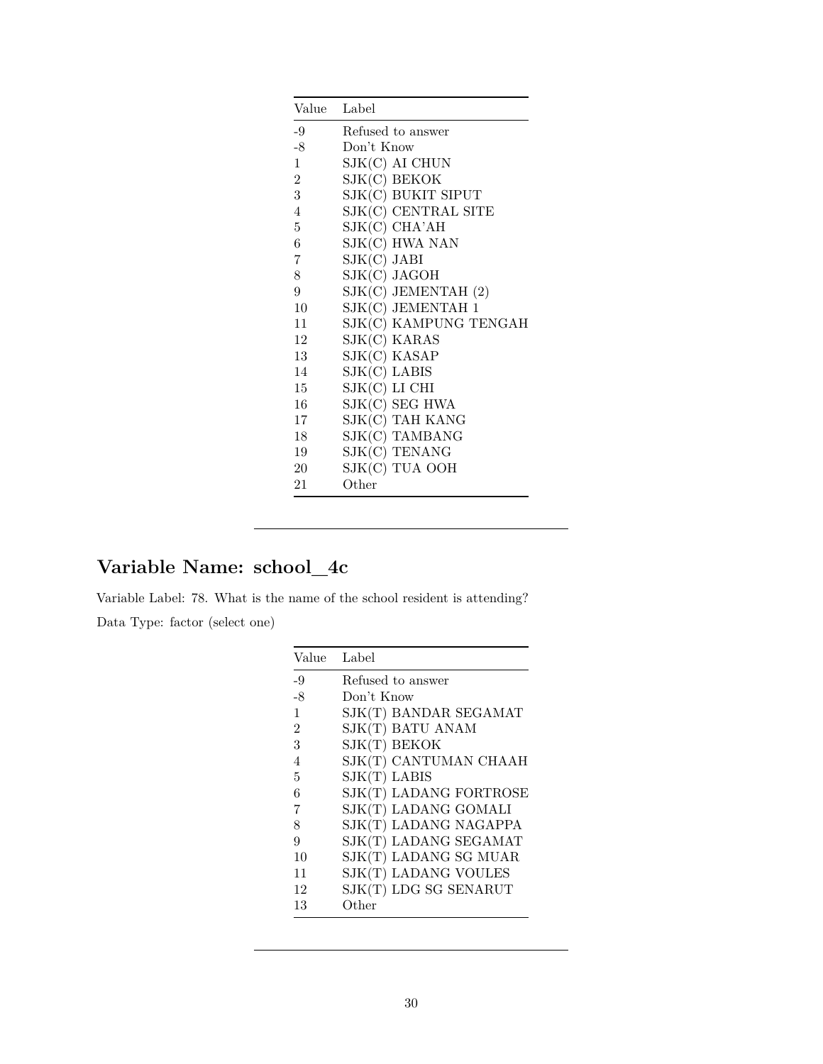| Value | Label |
|---|---|
| -9 | Refused to answer |
| -8 | Don't Know |
| 1 | SJK(C) AI CHUN |
| 2 | SJK(C) BEKOK |
| 3 | SJK(C) BUKIT SIPUT |
| 4 | SJK(C) CENTRAL SITE |
| 5 | SJK(C) CHA'AH |
| 6 | SJK(C) HWA NAN |
| 7 | SJK(C) JABI |
| 8 | SJK(C) JAGOH |
| 9 | SJK(C) JEMENTAH (2) |
| 10 | SJK(C) JEMENTAH 1 |
| 11 | SJK(C) KAMPUNG TENGAH |
| 12 | SJK(C) KARAS |
| 13 | SJK(C) KASAP |
| 14 | SJK(C) LABIS |
| 15 | SJK(C) LI CHI |
| 16 | SJK(C) SEG HWA |
| 17 | SJK(C) TAH KANG |
| 18 | SJK(C) TAMBANG |
| 19 | SJK(C) TENANG |
| 20 | SJK(C) TUA OOH |
| 21 | Other |

---

## Variable Name: school_4c

Variable Label: 78. What is the name of the school resident is attending?

Data Type: factor (select one)

| Value | Label |
|---|---|
| -9 | Refused to answer |
| -8 | Don't Know |
| 1 | SJK(T) BANDAR SEGAMAT |
| 2 | SJK(T) BATU ANAM |
| 3 | SJK(T) BEKOK |
| 4 | SJK(T) CANTUMAN CHAAH |
| 5 | SJK(T) LABIS |
| 6 | SJK(T) LADANG FORTROSE |
| 7 | SJK(T) LADANG GOMALI |
| 8 | SJK(T) LADANG NAGAPPA |
| 9 | SJK(T) LADANG SEGAMAT |
| 10 | SJK(T) LADANG SG MUAR |
| 11 | SJK(T) LADANG VOULES |
| 12 | SJK(T) LDG SG SENARUT |
| 13 | Other |

---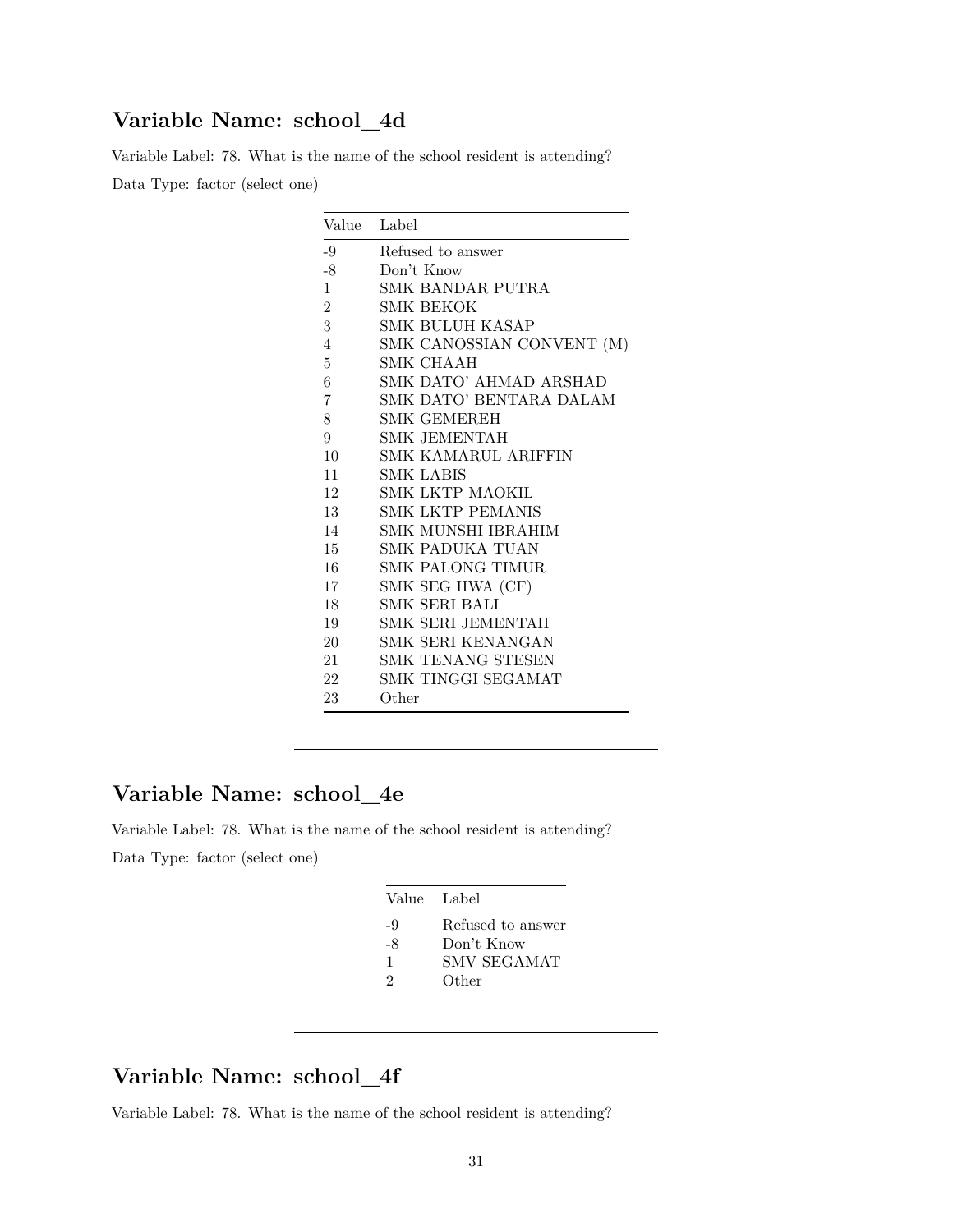## Variable Name: school_4d

Variable Label: 78. What is the name of the school resident is attending?

Data Type: factor (select one)

| Value | Label |
|---|---|
| -9 | Refused to answer |
| -8 | Don't Know |
| 1 | SMK BANDAR PUTRA |
| 2 | SMK BEKOK |
| 3 | SMK BULUH KASAP |
| 4 | SMK CANOSSIAN CONVENT (M) |
| 5 | SMK CHAAH |
| 6 | SMK DATO' AHMAD ARSHAD |
| 7 | SMK DATO' BENTARA DALAM |
| 8 | SMK GEMEREH |
| 9 | SMK JEMENTAH |
| 10 | SMK KAMARUL ARIFFIN |
| 11 | SMK LABIS |
| 12 | SMK LKTP MAOKIL |
| 13 | SMK LKTP PEMANIS |
| 14 | SMK MUNSHI IBRAHIM |
| 15 | SMK PADUKA TUAN |
| 16 | SMK PALONG TIMUR |
| 17 | SMK SEG HWA (CF) |
| 18 | SMK SERI BALI |
| 19 | SMK SERI JEMENTAH |
| 20 | SMK SERI KENANGAN |
| 21 | SMK TENANG STESEN |
| 22 | SMK TINGGI SEGAMAT |
| 23 | Other |

---

## Variable Name: school_4e

Variable Label: 78. What is the name of the school resident is attending?

Data Type: factor (select one)

| Value | Label |
|---|---|
| -9 | Refused to answer |
| -8 | Don't Know |
| 1 | SMV SEGAMAT |
| 2 | Other |

---

## Variable Name: school_4f

Variable Label: 78. What is the name of the school resident is attending?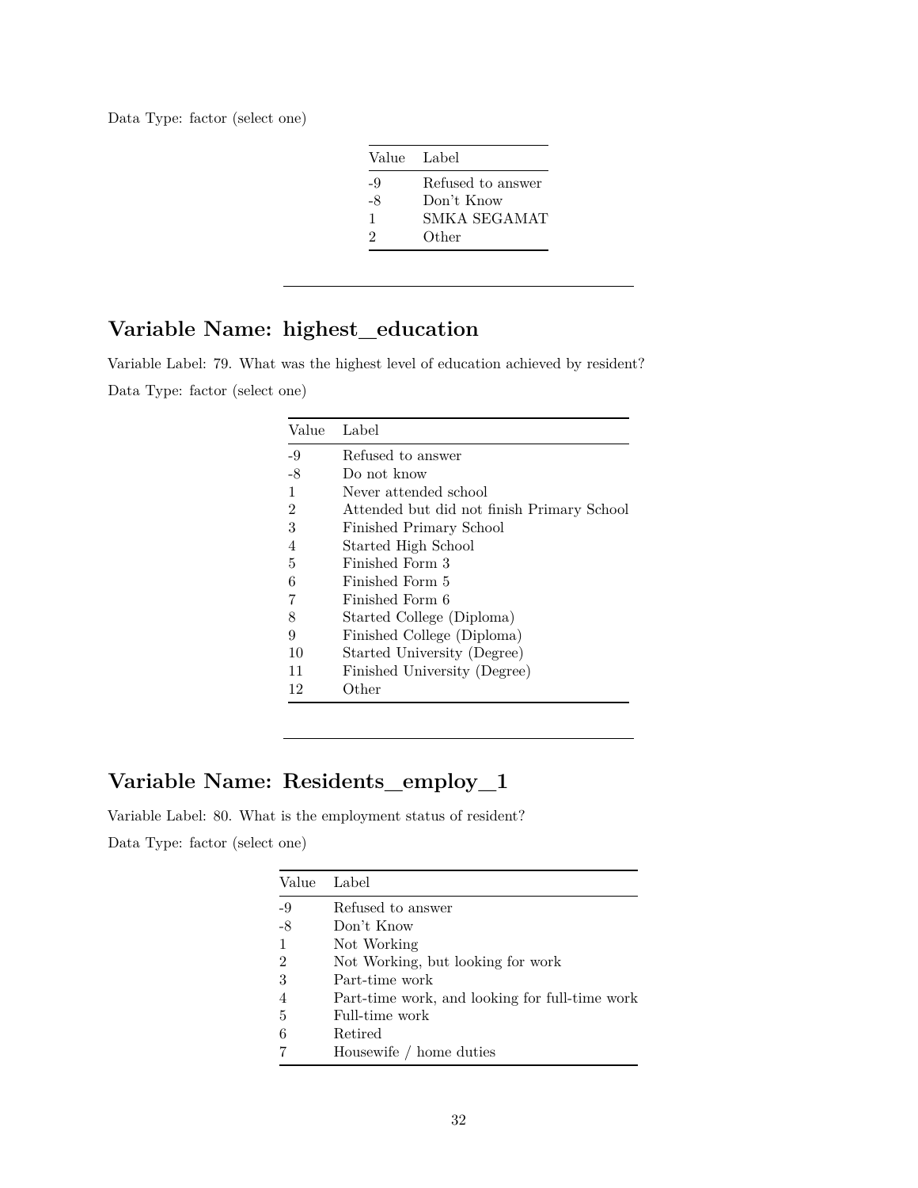Data Type: factor (select one)

| Value | Label |
|---|---|
| -9 | Refused to answer |
| -8 | Don't Know |
| 1 | SMKA SEGAMAT |
| 2 | Other |

---

## Variable Name: highest_education

Variable Label: 79. What was the highest level of education achieved by resident?

Data Type: factor (select one)

| Value | Label |
|---|---|
| -9 | Refused to answer |
| -8 | Do not know |
| 1 | Never attended school |
| 2 | Attended but did not finish Primary School |
| 3 | Finished Primary School |
| 4 | Started High School |
| 5 | Finished Form 3 |
| 6 | Finished Form 5 |
| 7 | Finished Form 6 |
| 8 | Started College (Diploma) |
| 9 | Finished College (Diploma) |
| 10 | Started University (Degree) |
| 11 | Finished University (Degree) |
| 12 | Other |

---

## Variable Name: Residents_employ_1

Variable Label: 80. What is the employment status of resident?

Data Type: factor (select one)

| Value | Label |
|---|---|
| -9 | Refused to answer |
| -8 | Don't Know |
| 1 | Not Working |
| 2 | Not Working, but looking for work |
| 3 | Part-time work |
| 4 | Part-time work, and looking for full-time work |
| 5 | Full-time work |
| 6 | Retired |
| 7 | Housewife / home duties |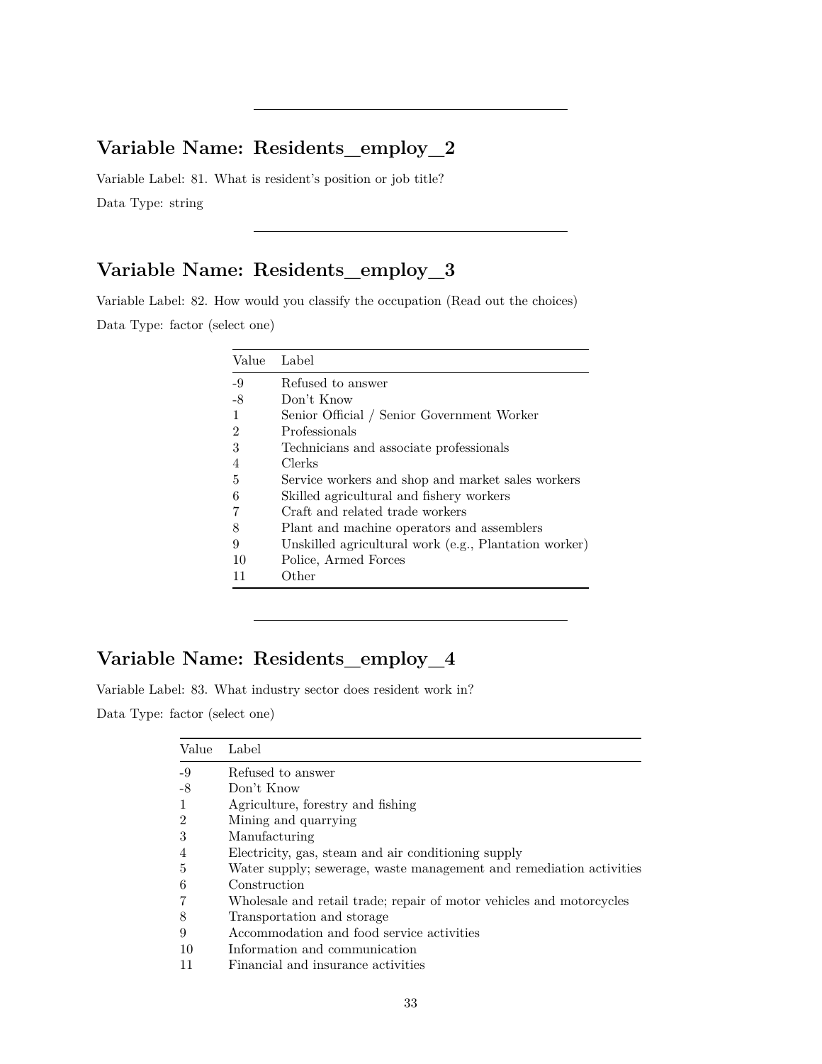---

## Variable Name: Residents_employ_2

Variable Label: 81. What is resident's position or job title?

Data Type: string

---

## Variable Name: Residents_employ_3

Variable Label: 82. How would you classify the occupation (Read out the choices)

Data Type: factor (select one)

| Value | Label |
|---|---|
| -9 | Refused to answer |
| -8 | Don't Know |
| 1 | Senior Official / Senior Government Worker |
| 2 | Professionals |
| 3 | Technicians and associate professionals |
| 4 | Clerks |
| 5 | Service workers and shop and market sales workers |
| 6 | Skilled agricultural and fishery workers |
| 7 | Craft and related trade workers |
| 8 | Plant and machine operators and assemblers |
| 9 | Unskilled agricultural work (e.g., Plantation worker) |
| 10 | Police, Armed Forces |
| 11 | Other |

---

## Variable Name: Residents_employ_4

Variable Label: 83. What industry sector does resident work in?

Data Type: factor (select one)

| Value | Label |
|---|---|
| -9 | Refused to answer |
| -8 | Don't Know |
| 1 | Agriculture, forestry and fishing |
| 2 | Mining and quarrying |
| 3 | Manufacturing |
| 4 | Electricity, gas, steam and air conditioning supply |
| 5 | Water supply; sewerage, waste management and remediation activities |
| 6 | Construction |
| 7 | Wholesale and retail trade; repair of motor vehicles and motorcycles |
| 8 | Transportation and storage |
| 9 | Accommodation and food service activities |
| 10 | Information and communication |
| 11 | Financial and insurance activities |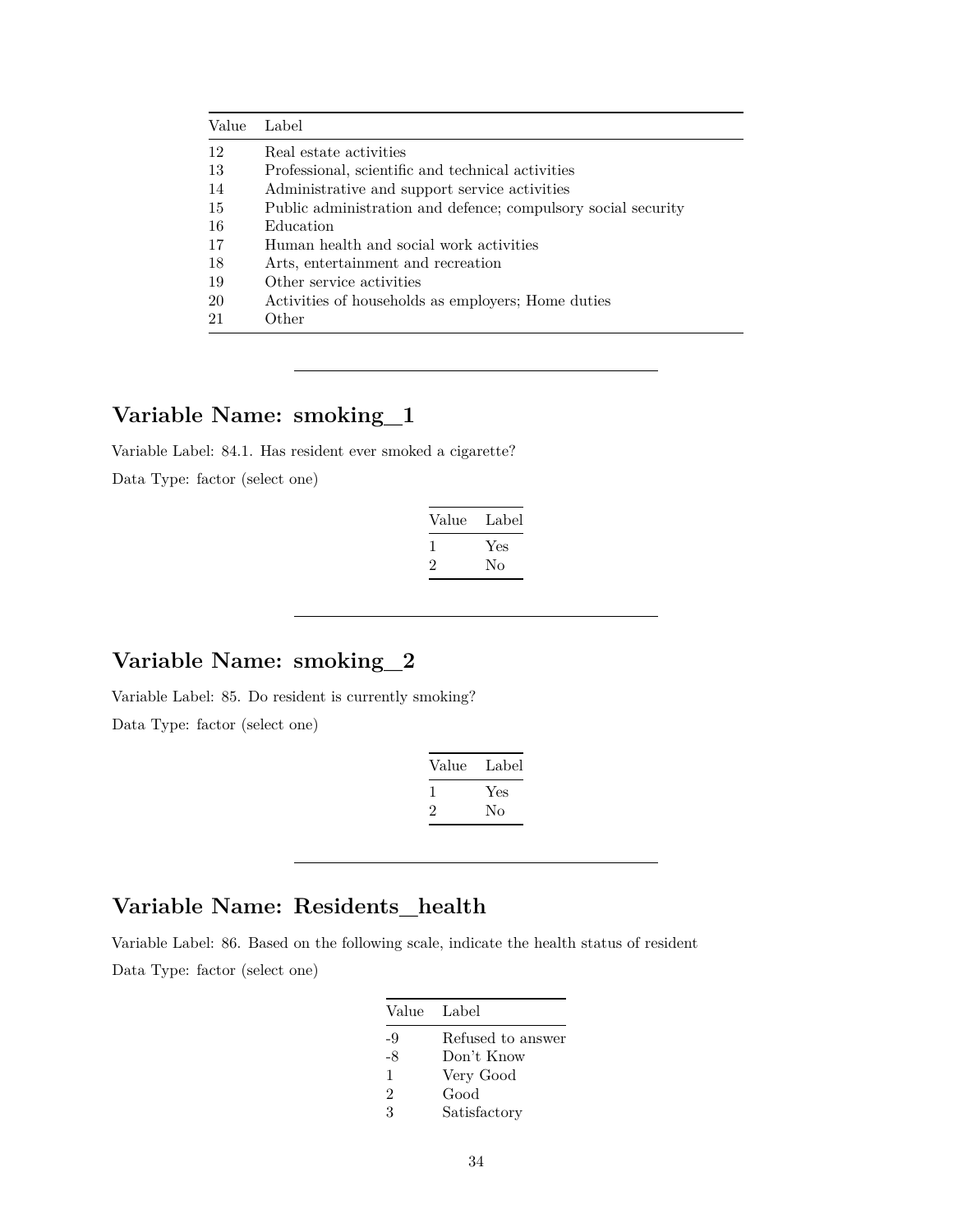| Value | Label |
|---|---|
| 12 | Real estate activities |
| 13 | Professional, scientific and technical activities |
| 14 | Administrative and support service activities |
| 15 | Public administration and defence; compulsory social security |
| 16 | Education |
| 17 | Human health and social work activities |
| 18 | Arts, entertainment and recreation |
| 19 | Other service activities |
| 20 | Activities of households as employers; Home duties |
| 21 | Other |

---

## Variable Name: smoking_1

Variable Label: 84.1. Has resident ever smoked a cigarette?

Data Type: factor (select one)

| Value | Label |
|---|---|
| 1 | Yes |
| 2 | No |

---

## Variable Name: smoking_2

Variable Label: 85. Do resident is currently smoking?

Data Type: factor (select one)

| Value | Label |
|---|---|
| 1 | Yes |
| 2 | No |

---

## Variable Name: Residents_health

Variable Label: 86. Based on the following scale, indicate the health status of resident

Data Type: factor (select one)

| Value | Label |
|---|---|
| -9 | Refused to answer |
| -8 | Don't Know |
| 1 | Very Good |
| 2 | Good |
| 3 | Satisfactory |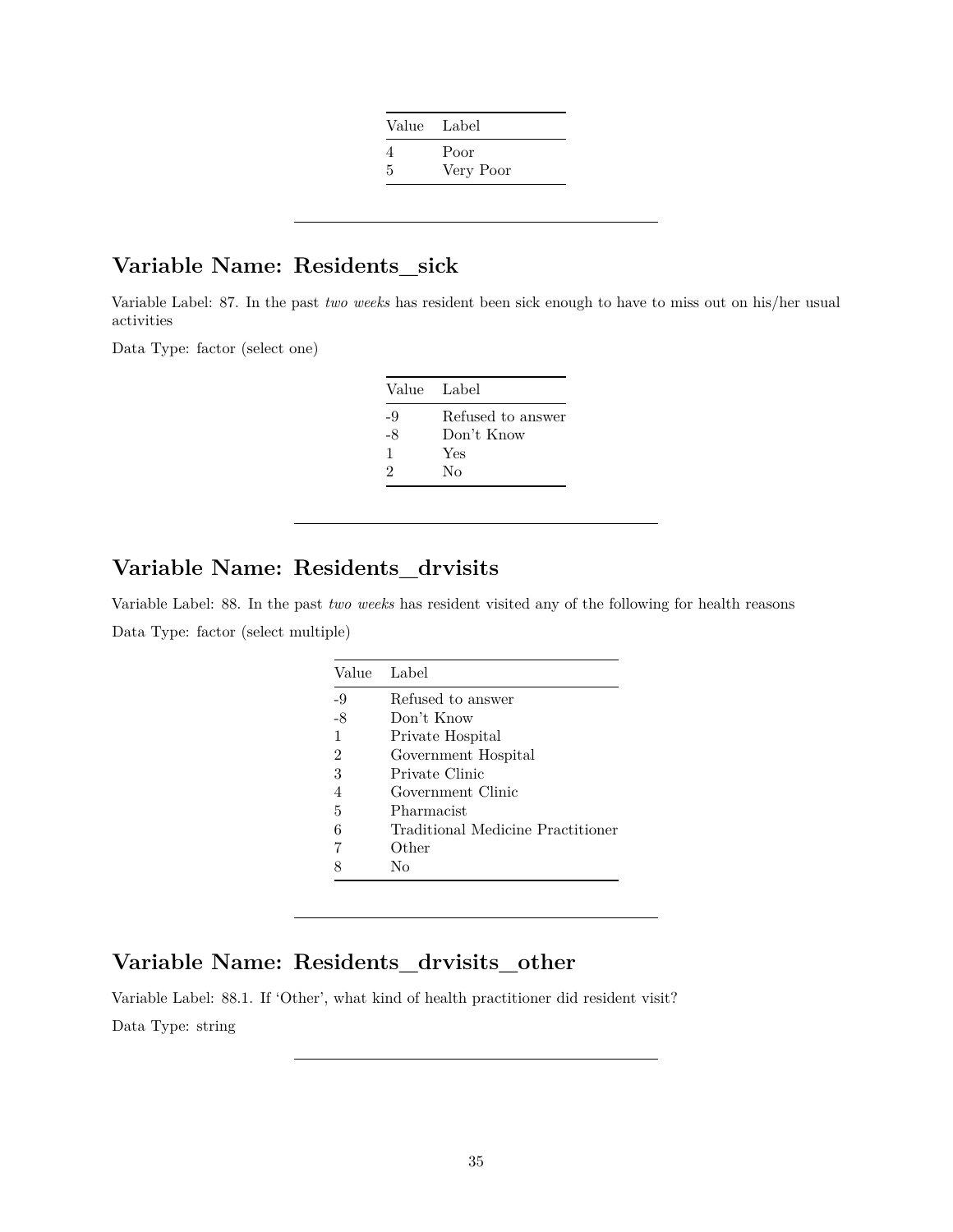| Value | Label |
|---|---|
| 4 | Poor |
| 5 | Very Poor |

---

## Variable Name: Residents_sick

Variable Label: 87. In the past *two weeks* has resident been sick enough to have to miss out on his/her usual activities

Data Type: factor (select one)

| Value | Label |
|---|---|
| -9 | Refused to answer |
| -8 | Don't Know |
| 1 | Yes |
| 2 | No |

---

## Variable Name: Residents_drvisits

Variable Label: 88. In the past *two weeks* has resident visited any of the following for health reasons

Data Type: factor (select multiple)

| Value | Label |
|---|---|
| -9 | Refused to answer |
| -8 | Don't Know |
| 1 | Private Hospital |
| 2 | Government Hospital |
| 3 | Private Clinic |
| 4 | Government Clinic |
| 5 | Pharmacist |
| 6 | Traditional Medicine Practitioner |
| 7 | Other |
| 8 | No |

---

## Variable Name: Residents_drvisits_other

Variable Label: 88.1. If 'Other', what kind of health practitioner did resident visit?

Data Type: string

---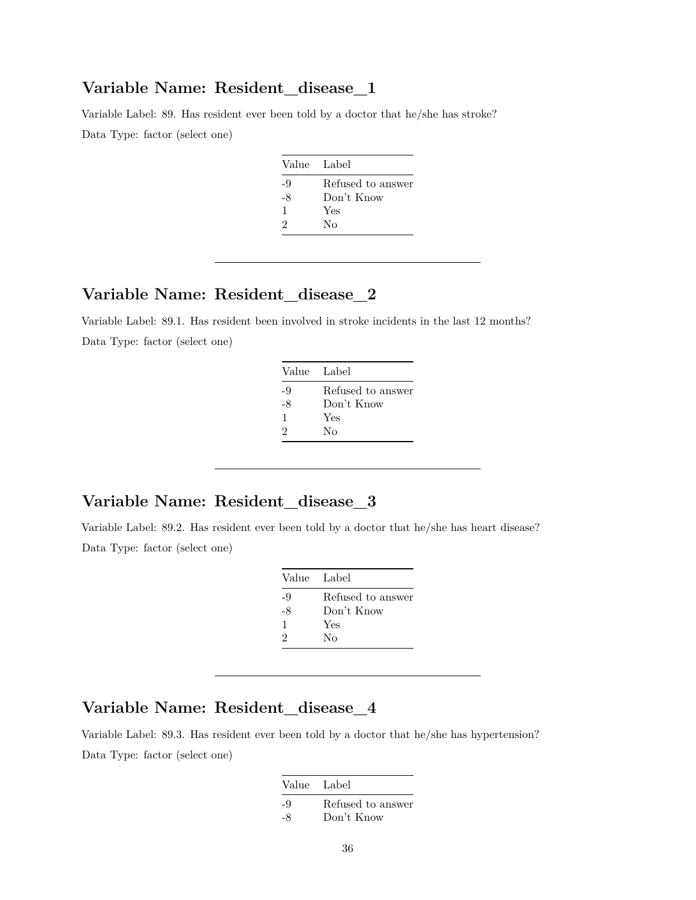## Variable Name: Resident_disease_1

Variable Label: 89. Has resident ever been told by a doctor that he/she has stroke?

Data Type: factor (select one)

| Value | Label |
|---|---|
| -9 | Refused to answer |
| -8 | Don't Know |
| 1 | Yes |
| 2 | No |

---

## Variable Name: Resident_disease_2

Variable Label: 89.1. Has resident been involved in stroke incidents in the last 12 months?

Data Type: factor (select one)

| Value | Label |
|---|---|
| -9 | Refused to answer |
| -8 | Don't Know |
| 1 | Yes |
| 2 | No |

---

## Variable Name: Resident_disease_3

Variable Label: 89.2. Has resident ever been told by a doctor that he/she has heart disease?

Data Type: factor (select one)

| Value | Label |
|---|---|
| -9 | Refused to answer |
| -8 | Don't Know |
| 1 | Yes |
| 2 | No |

---

## Variable Name: Resident_disease_4

Variable Label: 89.3. Has resident ever been told by a doctor that he/she has hypertension?

Data Type: factor (select one)

| Value | Label |
|---|---|
| -9 | Refused to answer |
| -8 | Don't Know |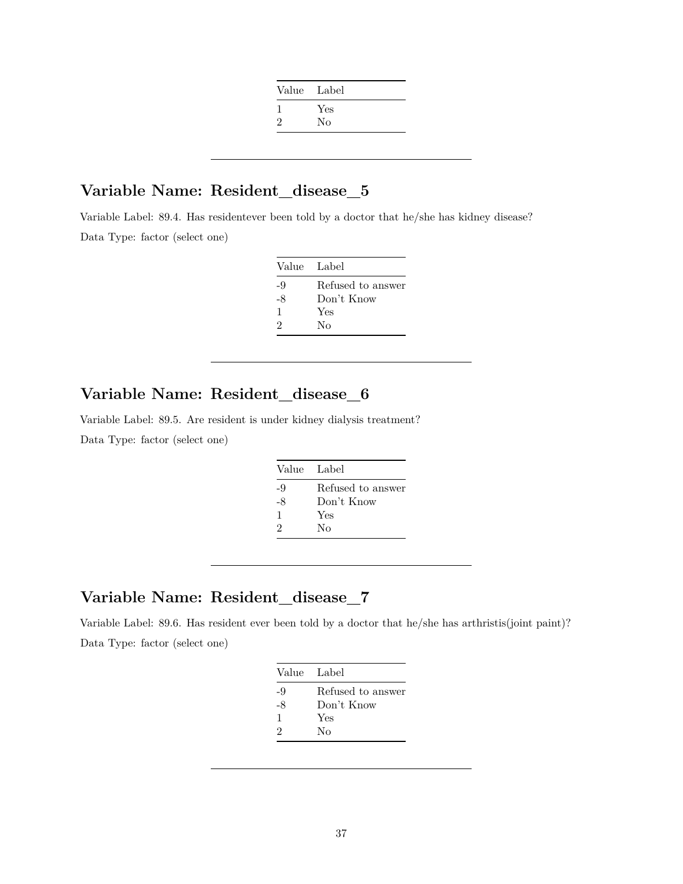| Value | Label |
|---|---|
| 1 | Yes |
| 2 | No |

---

## Variable Name: Resident_disease_5

Variable Label: 89.4. Has residentever been told by a doctor that he/she has kidney disease?

Data Type: factor (select one)

| Value | Label |
|---|---|
| -9 | Refused to answer |
| -8 | Don't Know |
| 1 | Yes |
| 2 | No |

---

## Variable Name: Resident_disease_6

Variable Label: 89.5. Are resident is under kidney dialysis treatment?

Data Type: factor (select one)

| Value | Label |
|---|---|
| -9 | Refused to answer |
| -8 | Don't Know |
| 1 | Yes |
| 2 | No |

---

## Variable Name: Resident_disease_7

Variable Label: 89.6. Has resident ever been told by a doctor that he/she has arthristis(joint paint)?

Data Type: factor (select one)

| Value | Label |
|---|---|
| -9 | Refused to answer |
| -8 | Don't Know |
| 1 | Yes |
| 2 | No |

---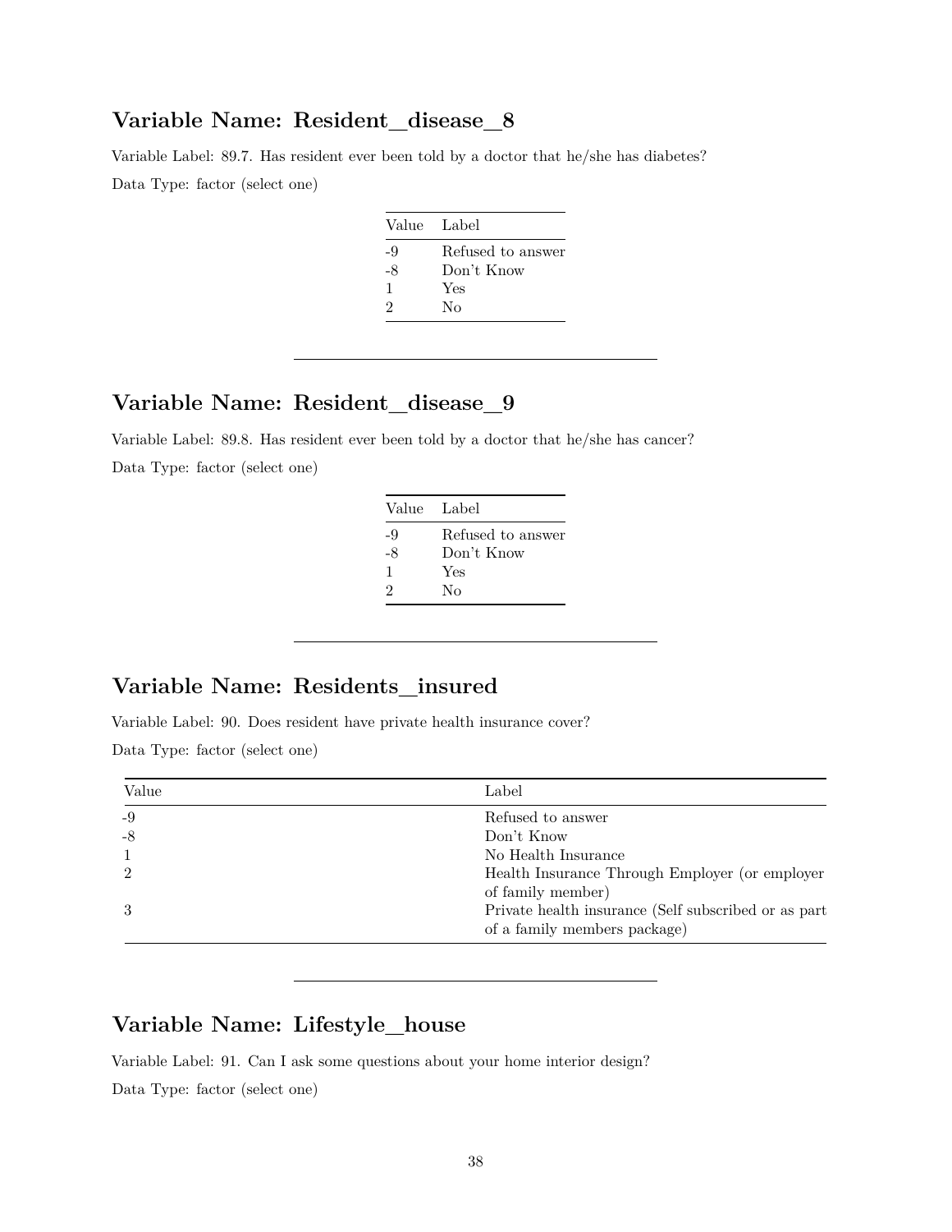## Variable Name: Resident_disease_8

Variable Label: 89.7. Has resident ever been told by a doctor that he/she has diabetes?

Data Type: factor (select one)

| Value | Label |
|---|---|
| -9 | Refused to answer |
| -8 | Don't Know |
| 1 | Yes |
| 2 | No |

---

## Variable Name: Resident_disease_9

Variable Label: 89.8. Has resident ever been told by a doctor that he/she has cancer?

Data Type: factor (select one)

| Value | Label |
|---|---|
| -9 | Refused to answer |
| -8 | Don't Know |
| 1 | Yes |
| 2 | No |

---

## Variable Name: Residents_insured

Variable Label: 90. Does resident have private health insurance cover?

Data Type: factor (select one)

| Value | Label |
|---|---|
| -9 | Refused to answer |
| -8 | Don't Know |
| 1 | No Health Insurance |
| 2 | Health Insurance Through Employer (or employer of family member) |
| 3 | Private health insurance (Self subscribed or as part of a family members package) |

---

## Variable Name: Lifestyle_house

Variable Label: 91. Can I ask some questions about your home interior design?

Data Type: factor (select one)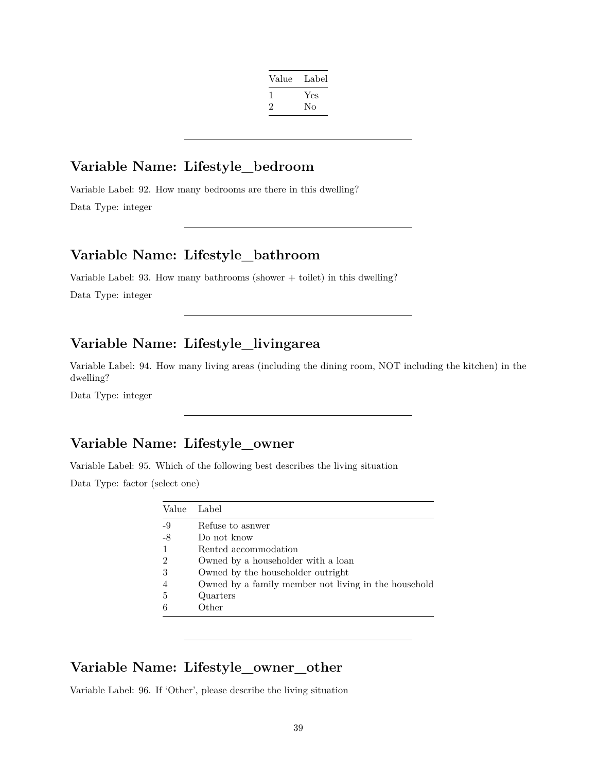| Value | Label |
|---|---|
| 1 | Yes |
| 2 | No |

---

## Variable Name: Lifestyle_bedroom

Variable Label: 92. How many bedrooms are there in this dwelling?

Data Type: integer

---

## Variable Name: Lifestyle_bathroom

Variable Label: 93. How many bathrooms (shower + toilet) in this dwelling?

Data Type: integer

---

## Variable Name: Lifestyle_livingarea

Variable Label: 94. How many living areas (including the dining room, NOT including the kitchen) in the dwelling?

Data Type: integer

---

## Variable Name: Lifestyle_owner

Variable Label: 95. Which of the following best describes the living situation

Data Type: factor (select one)

| Value | Label |
|---|---|
| -9 | Refuse to asnwer |
| -8 | Do not know |
| 1 | Rented accommodation |
| 2 | Owned by a householder with a loan |
| 3 | Owned by the householder outright |
| 4 | Owned by a family member not living in the household |
| 5 | Quarters |
| 6 | Other |

---

## Variable Name: Lifestyle_owner_other

Variable Label: 96. If 'Other', please describe the living situation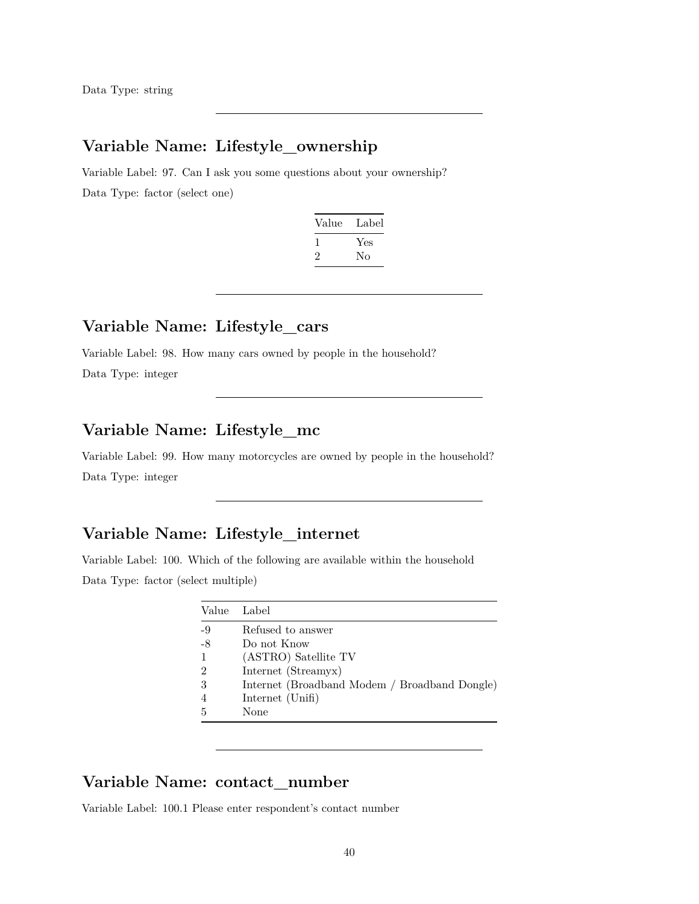Data Type: string

---

## Variable Name: Lifestyle_ownership

Variable Label: 97. Can I ask you some questions about your ownership?

Data Type: factor (select one)

| Value | Label |
|---|---|
| 1 | Yes |
| 2 | No |

---

## Variable Name: Lifestyle_cars

Variable Label: 98. How many cars owned by people in the household?

Data Type: integer

---

## Variable Name: Lifestyle_mc

Variable Label: 99. How many motorcycles are owned by people in the household?

Data Type: integer

---

## Variable Name: Lifestyle_internet

Variable Label: 100. Which of the following are available within the household

Data Type: factor (select multiple)

| Value | Label |
|---|---|
| -9 | Refused to answer |
| -8 | Do not Know |
| 1 | (ASTRO) Satellite TV |
| 2 | Internet (Streamyx) |
| 3 | Internet (Broadband Modem / Broadband Dongle) |
| 4 | Internet (Unifi) |
| 5 | None |

---

## Variable Name: contact_number

Variable Label: 100.1 Please enter respondent's contact number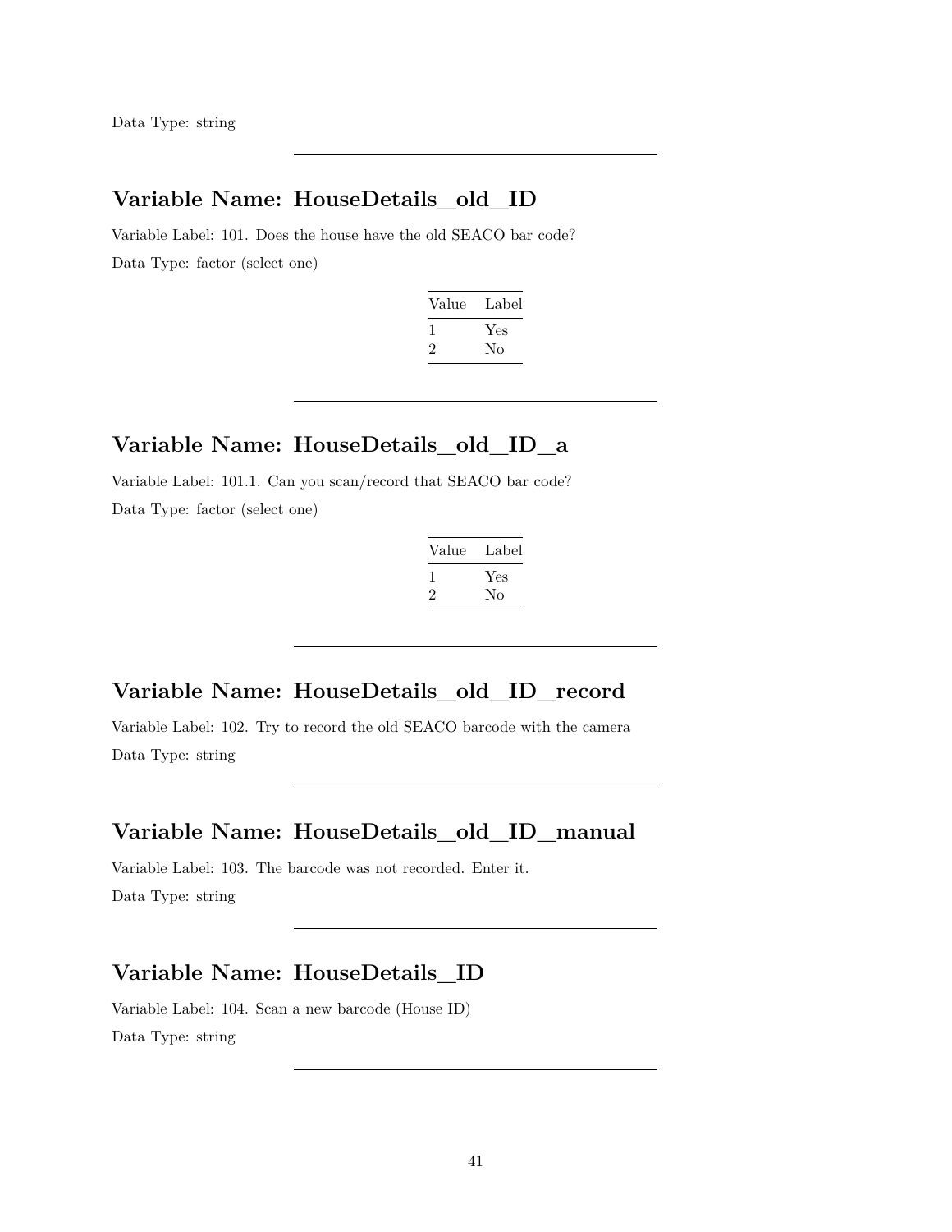Data Type: string

---

## Variable Name: HouseDetails_old_ID

Variable Label: 101. Does the house have the old SEACO bar code?

Data Type: factor (select one)

| Value | Label |
| --- | --- |
| 1 | Yes |
| 2 | No |

---

## Variable Name: HouseDetails_old_ID_a

Variable Label: 101.1. Can you scan/record that SEACO bar code?

Data Type: factor (select one)

| Value | Label |
| --- | --- |
| 1 | Yes |
| 2 | No |

---

## Variable Name: HouseDetails_old_ID_record

Variable Label: 102. Try to record the old SEACO barcode with the camera

Data Type: string

---

## Variable Name: HouseDetails_old_ID_manual

Variable Label: 103. The barcode was not recorded. Enter it.

Data Type: string

---

## Variable Name: HouseDetails_ID

Variable Label: 104. Scan a new barcode (House ID)

Data Type: string

---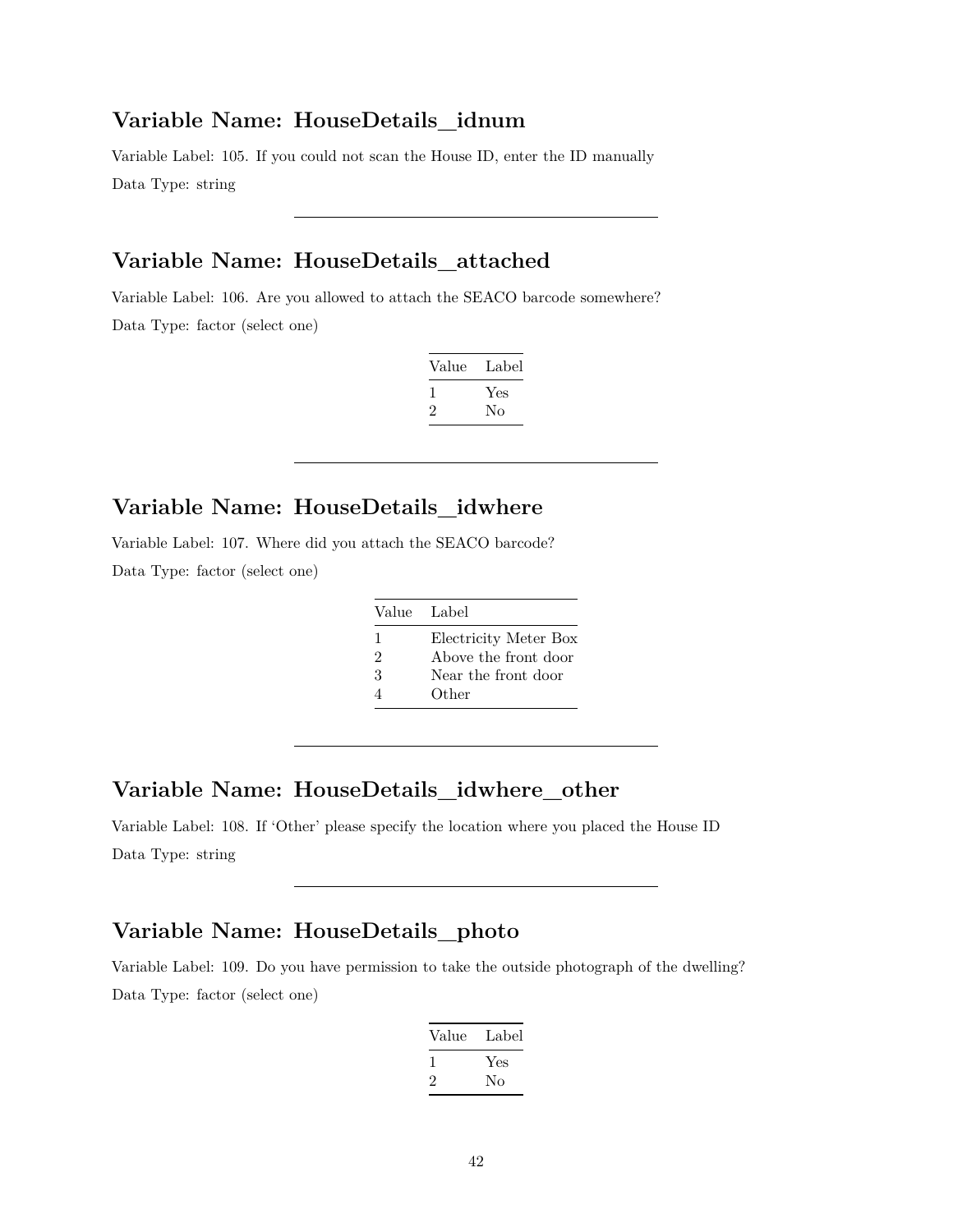## Variable Name: HouseDetails_idnum

Variable Label: 105. If you could not scan the House ID, enter the ID manually

Data Type: string

---

## Variable Name: HouseDetails_attached

Variable Label: 106. Are you allowed to attach the SEACO barcode somewhere?

Data Type: factor (select one)

| Value | Label |
|---|---|
| 1 | Yes |
| 2 | No |

---

## Variable Name: HouseDetails_idwhere

Variable Label: 107. Where did you attach the SEACO barcode?

Data Type: factor (select one)

| Value | Label |
|---|---|
| 1 | Electricity Meter Box |
| 2 | Above the front door |
| 3 | Near the front door |
| 4 | Other |

---

## Variable Name: HouseDetails_idwhere_other

Variable Label: 108. If 'Other' please specify the location where you placed the House ID

Data Type: string

---

## Variable Name: HouseDetails_photo

Variable Label: 109. Do you have permission to take the outside photograph of the dwelling?

Data Type: factor (select one)

| Value | Label |
|---|---|
| 1 | Yes |
| 2 | No |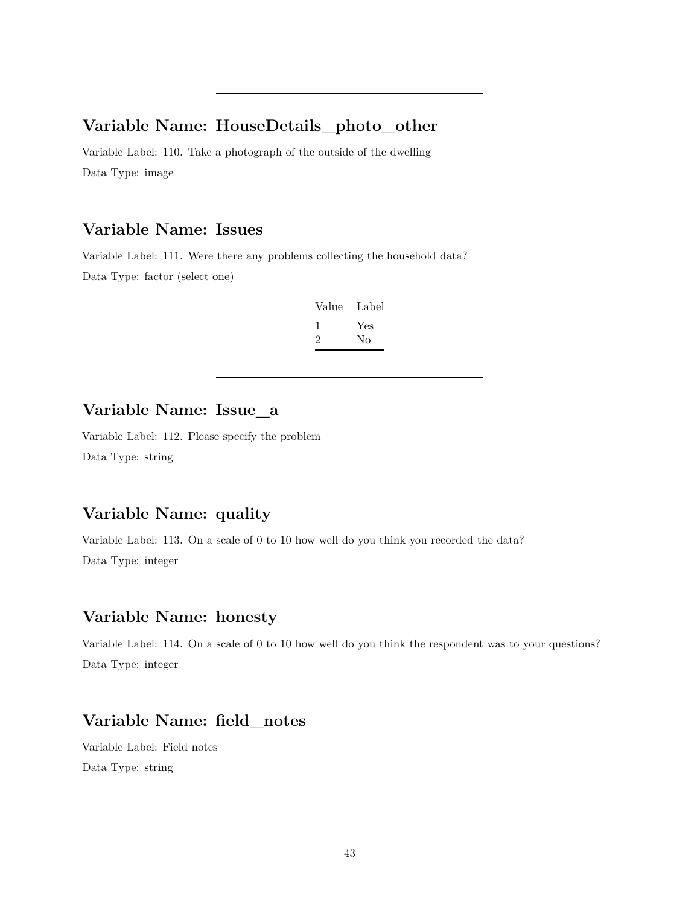---

## Variable Name: HouseDetails_photo_other

Variable Label: 110. Take a photograph of the outside of the dwelling

Data Type: image

---

## Variable Name: Issues

Variable Label: 111. Were there any problems collecting the household data?

Data Type: factor (select one)

| Value | Label |
|---|---|
| 1 | Yes |
| 2 | No |

---

## Variable Name: Issue_a

Variable Label: 112. Please specify the problem

Data Type: string

---

## Variable Name: quality

Variable Label: 113. On a scale of 0 to 10 how well do you think you recorded the data?

Data Type: integer

---

## Variable Name: honesty

Variable Label: 114. On a scale of 0 to 10 how well do you think the respondent was to your questions?

Data Type: integer

---

## Variable Name: field_notes

Variable Label: Field notes

Data Type: string

---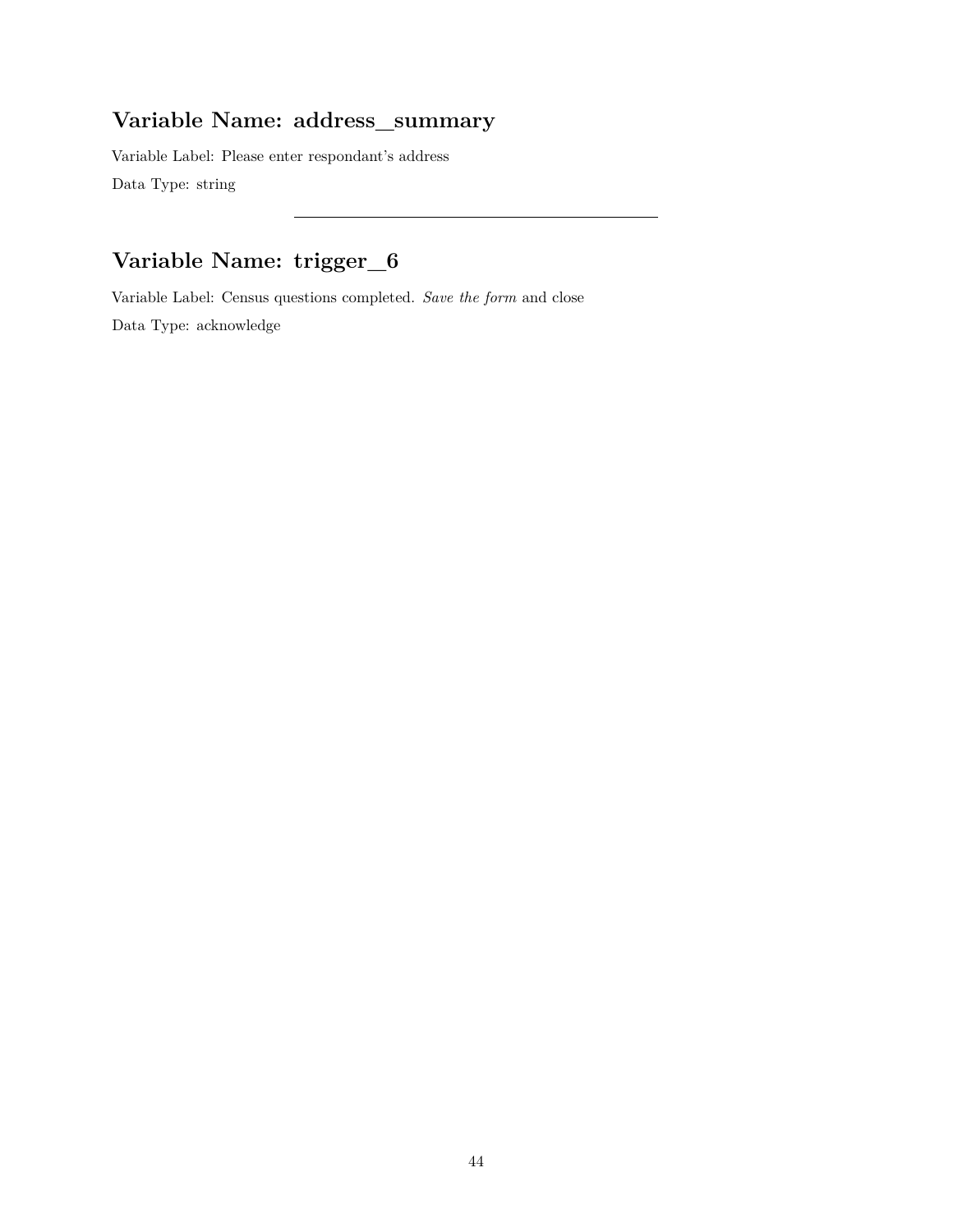## Variable Name: address_summary

Variable Label: Please enter respondant's address

Data Type: string

---

## Variable Name: trigger_6

Variable Label: Census questions completed. *Save the form* and close

Data Type: acknowledge